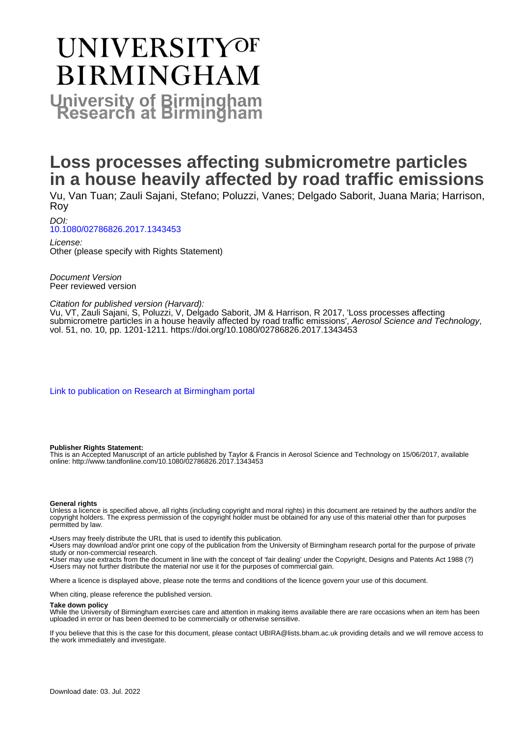# UNIVERSITY OF BIRMINGHAM

**University of Birmingham Research at Birmingham**

# Loss processes affecting submicrometre particles in a house heavily affected by road traffic emissions

Vu, Van Tuan; Zauli Sajani, Stefano; Poluzzi, Vanes; Delgado Saborit, Juana Maria; Harrison, Roy

*DOI:*
10.1080/02786826.2017.1343453

*License:*
Other (please specify with Rights Statement)

*Document Version*
Peer reviewed version

*Citation for published version (Harvard):*
Vu, VT, Zauli Sajani, S, Poluzzi, V, Delgado Saborit, JM & Harrison, R 2017, 'Loss processes affecting submicrometre particles in a house heavily affected by road traffic emissions', *Aerosol Science and Technology*, vol. 51, no. 10, pp. 1201-1211. https://doi.org/10.1080/02786826.2017.1343453

Link to publication on Research at Birmingham portal

**Publisher Rights Statement:**
This is an Accepted Manuscript of an article published by Taylor & Francis in Aerosol Science and Technology on 15/06/2017, available online: http://www.tandfonline.com/10.1080/02786826.2017.1343453

**General rights**
Unless a licence is specified above, all rights (including copyright and moral rights) in this document are retained by the authors and/or the copyright holders. The express permission of the copyright holder must be obtained for any use of this material other than for purposes permitted by law.

•Users may freely distribute the URL that is used to identify this publication.
•Users may download and/or print one copy of the publication from the University of Birmingham research portal for the purpose of private study or non-commercial research.
•User may use extracts from the document in line with the concept of 'fair dealing' under the Copyright, Designs and Patents Act 1988 (?)
•Users may not further distribute the material nor use it for the purposes of commercial gain.

Where a licence is displayed above, please note the terms and conditions of the licence govern your use of this document.

When citing, please reference the published version.

**Take down policy**
While the University of Birmingham exercises care and attention in making items available there are rare occasions when an item has been uploaded in error or has been deemed to be commercially or otherwise sensitive.

If you believe that this is the case for this document, please contact UBIRA@lists.bham.ac.uk providing details and we will remove access to the work immediately and investigate.

Download date: 03. Jul. 2022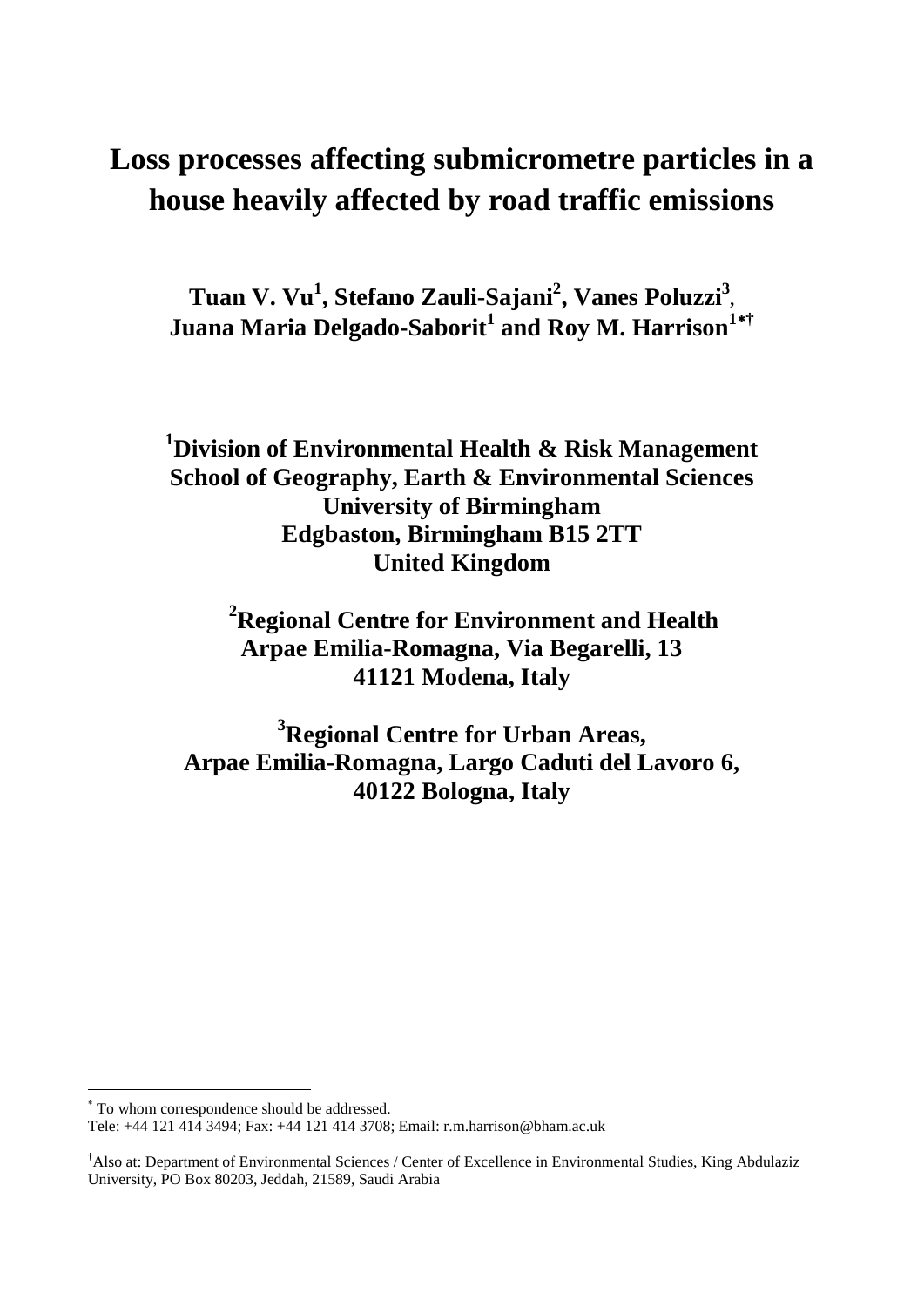# Loss processes affecting submicrometre particles in a house heavily affected by road traffic emissions

**Tuan V. Vu[1], Stefano Zauli-Sajani[2], Vanes Poluzzi[3], Juana Maria Delgado-Saborit[1] and Roy M. Harrison[1*†]**

**[1]Division of Environmental Health & Risk Management**
**School of Geography, Earth & Environmental Sciences**
**University of Birmingham**
**Edgbaston, Birmingham B15 2TT**
**United Kingdom**

**[2]Regional Centre for Environment and Health**
**Arpae Emilia-Romagna, Via Begarelli, 13**
**41121 Modena, Italy**

**[3]Regional Centre for Urban Areas,**
**Arpae Emilia-Romagna, Largo Caduti del Lavoro 6,**
**40122 Bologna, Italy**

---

[*] To whom correspondence should be addressed.
Tele: +44 121 414 3494; Fax: +44 121 414 3708; Email: r.m.harrison@bham.ac.uk

[†]Also at: Department of Environmental Sciences / Center of Excellence in Environmental Studies, King Abdulaziz University, PO Box 80203, Jeddah, 21589, Saudi Arabia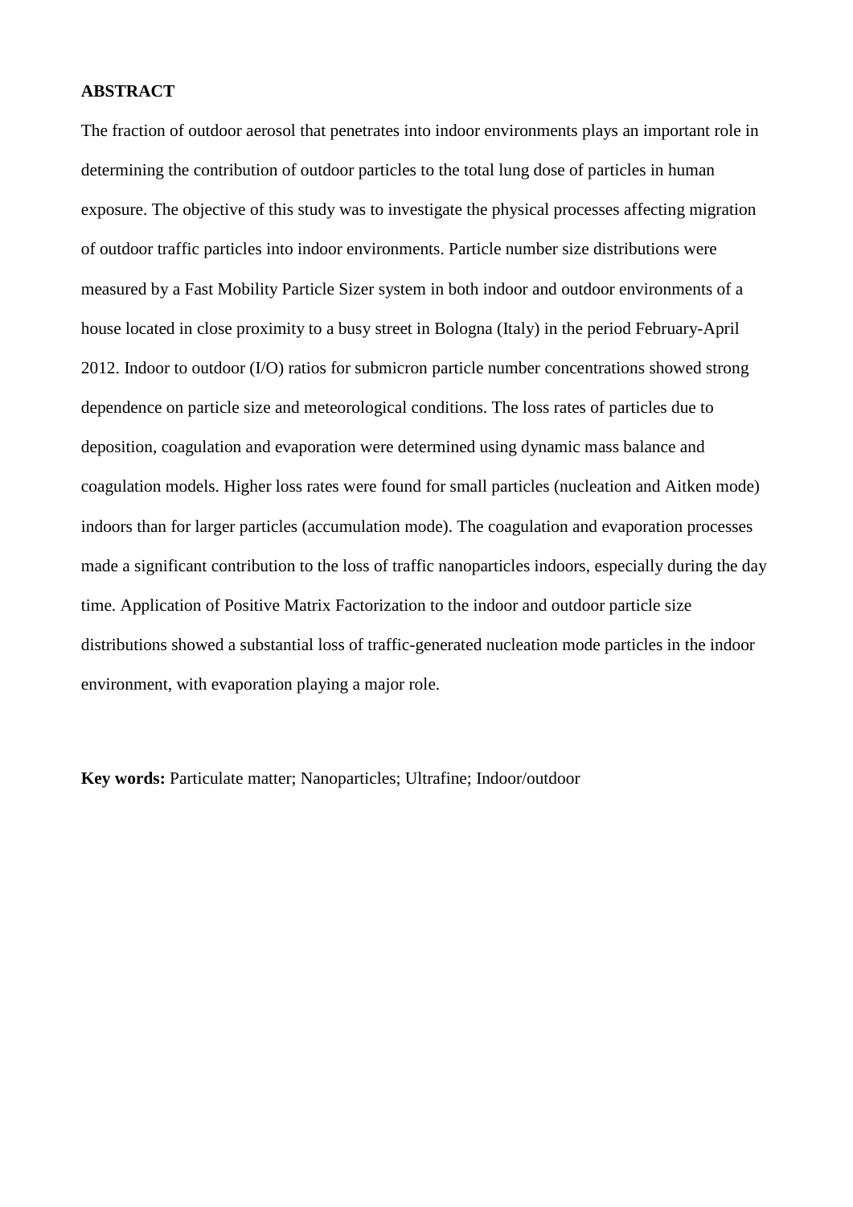## ABSTRACT

The fraction of outdoor aerosol that penetrates into indoor environments plays an important role in determining the contribution of outdoor particles to the total lung dose of particles in human exposure. The objective of this study was to investigate the physical processes affecting migration of outdoor traffic particles into indoor environments. Particle number size distributions were measured by a Fast Mobility Particle Sizer system in both indoor and outdoor environments of a house located in close proximity to a busy street in Bologna (Italy) in the period February-April 2012. Indoor to outdoor (I/O) ratios for submicron particle number concentrations showed strong dependence on particle size and meteorological conditions. The loss rates of particles due to deposition, coagulation and evaporation were determined using dynamic mass balance and coagulation models. Higher loss rates were found for small particles (nucleation and Aitken mode) indoors than for larger particles (accumulation mode). The coagulation and evaporation processes made a significant contribution to the loss of traffic nanoparticles indoors, especially during the day time. Application of Positive Matrix Factorization to the indoor and outdoor particle size distributions showed a substantial loss of traffic-generated nucleation mode particles in the indoor environment, with evaporation playing a major role.

**Key words:** Particulate matter; Nanoparticles; Ultrafine; Indoor/outdoor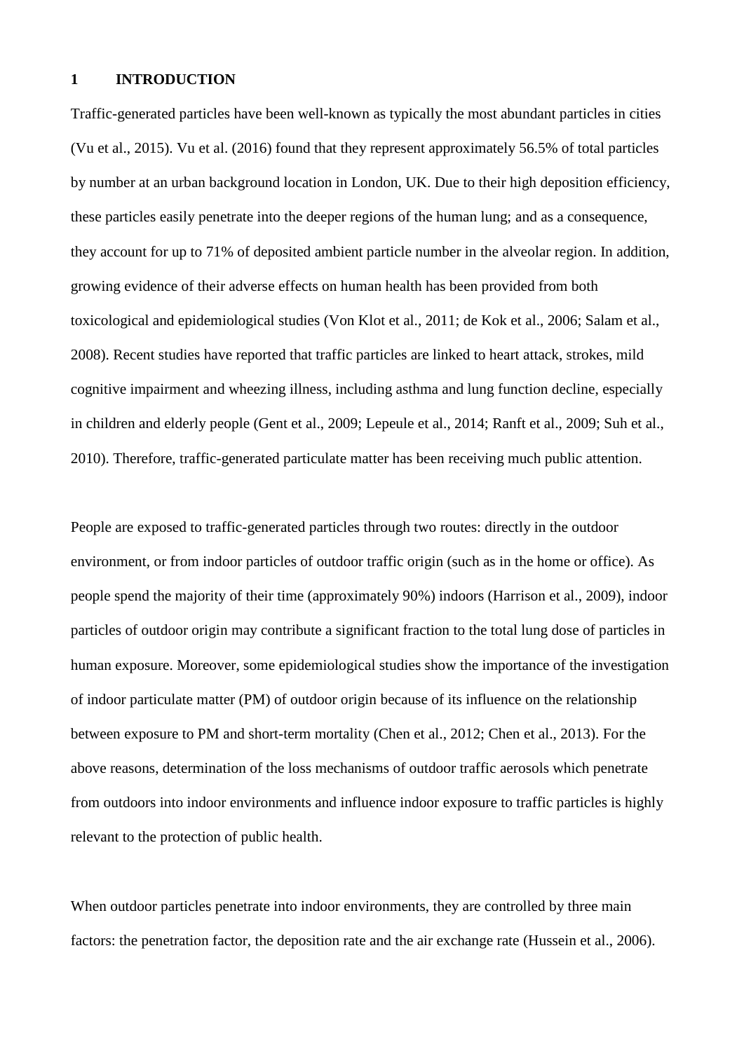# 1 INTRODUCTION

Traffic-generated particles have been well-known as typically the most abundant particles in cities (Vu et al., 2015). Vu et al. (2016) found that they represent approximately 56.5% of total particles by number at an urban background location in London, UK. Due to their high deposition efficiency, these particles easily penetrate into the deeper regions of the human lung; and as a consequence, they account for up to 71% of deposited ambient particle number in the alveolar region. In addition, growing evidence of their adverse effects on human health has been provided from both toxicological and epidemiological studies (Von Klot et al., 2011; de Kok et al., 2006; Salam et al., 2008). Recent studies have reported that traffic particles are linked to heart attack, strokes, mild cognitive impairment and wheezing illness, including asthma and lung function decline, especially in children and elderly people (Gent et al., 2009; Lepeule et al., 2014; Ranft et al., 2009; Suh et al., 2010). Therefore, traffic-generated particulate matter has been receiving much public attention.

People are exposed to traffic-generated particles through two routes: directly in the outdoor environment, or from indoor particles of outdoor traffic origin (such as in the home or office). As people spend the majority of their time (approximately 90%) indoors (Harrison et al., 2009), indoor particles of outdoor origin may contribute a significant fraction to the total lung dose of particles in human exposure. Moreover, some epidemiological studies show the importance of the investigation of indoor particulate matter (PM) of outdoor origin because of its influence on the relationship between exposure to PM and short-term mortality (Chen et al., 2012; Chen et al., 2013). For the above reasons, determination of the loss mechanisms of outdoor traffic aerosols which penetrate from outdoors into indoor environments and influence indoor exposure to traffic particles is highly relevant to the protection of public health.

When outdoor particles penetrate into indoor environments, they are controlled by three main factors: the penetration factor, the deposition rate and the air exchange rate (Hussein et al., 2006).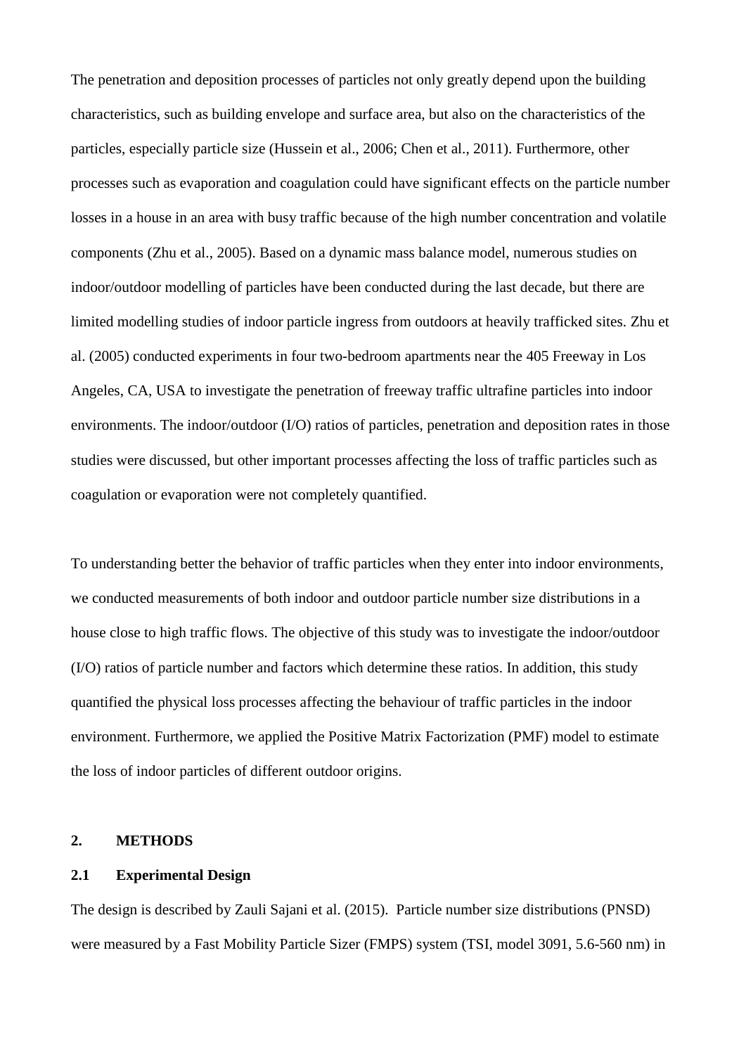The penetration and deposition processes of particles not only greatly depend upon the building characteristics, such as building envelope and surface area, but also on the characteristics of the particles, especially particle size (Hussein et al., 2006; Chen et al., 2011). Furthermore, other processes such as evaporation and coagulation could have significant effects on the particle number losses in a house in an area with busy traffic because of the high number concentration and volatile components (Zhu et al., 2005). Based on a dynamic mass balance model, numerous studies on indoor/outdoor modelling of particles have been conducted during the last decade, but there are limited modelling studies of indoor particle ingress from outdoors at heavily trafficked sites. Zhu et al. (2005) conducted experiments in four two-bedroom apartments near the 405 Freeway in Los Angeles, CA, USA to investigate the penetration of freeway traffic ultrafine particles into indoor environments. The indoor/outdoor (I/O) ratios of particles, penetration and deposition rates in those studies were discussed, but other important processes affecting the loss of traffic particles such as coagulation or evaporation were not completely quantified.

To understanding better the behavior of traffic particles when they enter into indoor environments, we conducted measurements of both indoor and outdoor particle number size distributions in a house close to high traffic flows. The objective of this study was to investigate the indoor/outdoor (I/O) ratios of particle number and factors which determine these ratios. In addition, this study quantified the physical loss processes affecting the behaviour of traffic particles in the indoor environment. Furthermore, we applied the Positive Matrix Factorization (PMF) model to estimate the loss of indoor particles of different outdoor origins.

## 2. METHODS

### 2.1 Experimental Design

The design is described by Zauli Sajani et al. (2015). Particle number size distributions (PNSD) were measured by a Fast Mobility Particle Sizer (FMPS) system (TSI, model 3091, 5.6-560 nm) in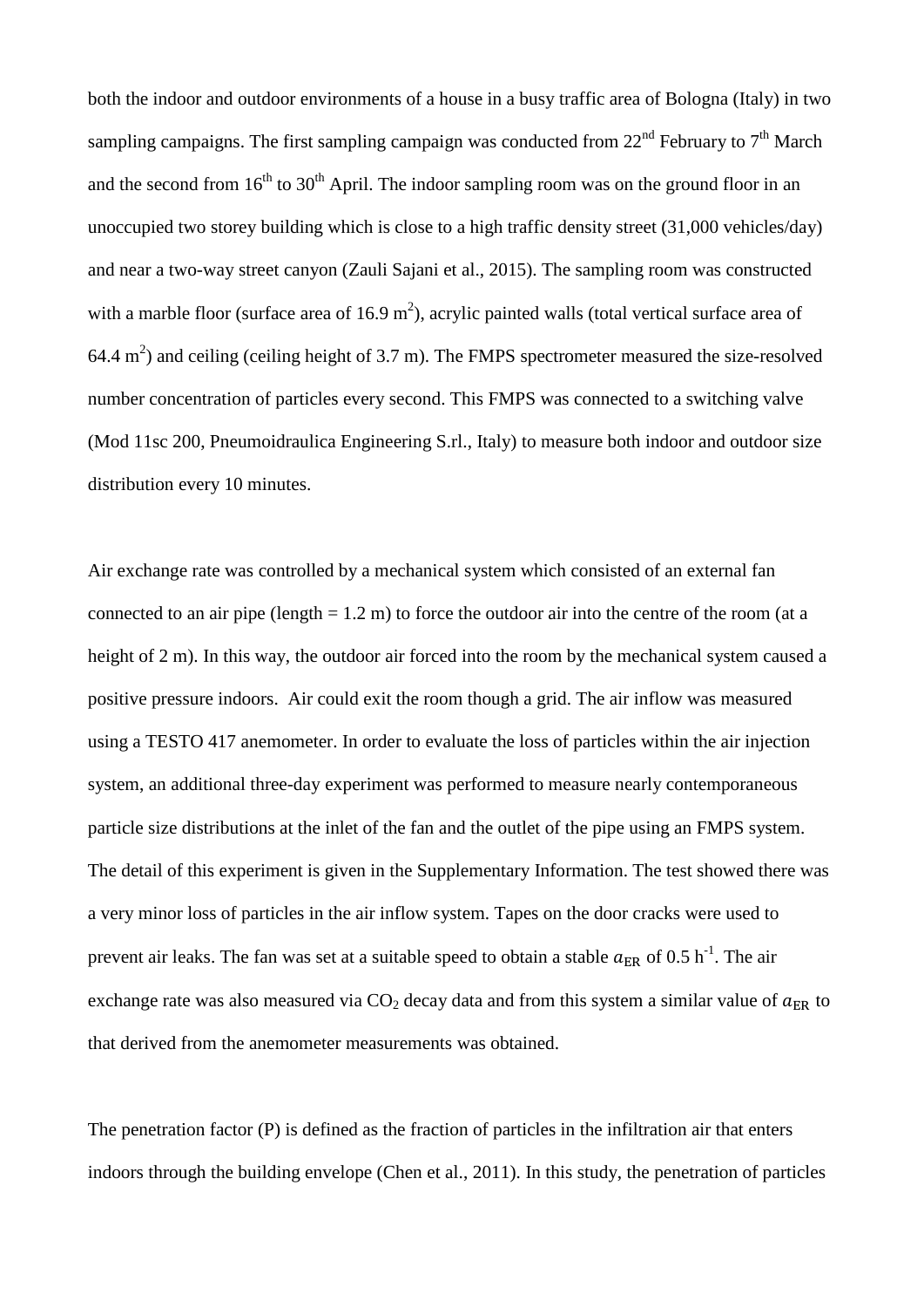both the indoor and outdoor environments of a house in a busy traffic area of Bologna (Italy) in two sampling campaigns. The first sampling campaign was conducted from 22nd February to 7th March and the second from 16th to 30th April. The indoor sampling room was on the ground floor in an unoccupied two storey building which is close to a high traffic density street (31,000 vehicles/day) and near a two-way street canyon (Zauli Sajani et al., 2015). The sampling room was constructed with a marble floor (surface area of 16.9 $m^2$), acrylic painted walls (total vertical surface area of 64.4 $m^2$) and ceiling (ceiling height of 3.7 m). The FMPS spectrometer measured the size-resolved number concentration of particles every second. This FMPS was connected to a switching valve (Mod 11sc 200, Pneumoidraulica Engineering S.rl., Italy) to measure both indoor and outdoor size distribution every 10 minutes.

Air exchange rate was controlled by a mechanical system which consisted of an external fan connected to an air pipe (length = 1.2 m) to force the outdoor air into the centre of the room (at a height of 2 m). In this way, the outdoor air forced into the room by the mechanical system caused a positive pressure indoors. Air could exit the room though a grid. The air inflow was measured using a TESTO 417 anemometer. In order to evaluate the loss of particles within the air injection system, an additional three-day experiment was performed to measure nearly contemporaneous particle size distributions at the inlet of the fan and the outlet of the pipe using an FMPS system. The detail of this experiment is given in the Supplementary Information. The test showed there was a very minor loss of particles in the air inflow system. Tapes on the door cracks were used to prevent air leaks. The fan was set at a suitable speed to obtain a stable $a_{\mathrm{ER}}$ of 0.5 $h^{-1}$. The air exchange rate was also measured via $CO_2$ decay data and from this system a similar value of $a_{\mathrm{ER}}$ to that derived from the anemometer measurements was obtained.

The penetration factor (P) is defined as the fraction of particles in the infiltration air that enters indoors through the building envelope (Chen et al., 2011). In this study, the penetration of particles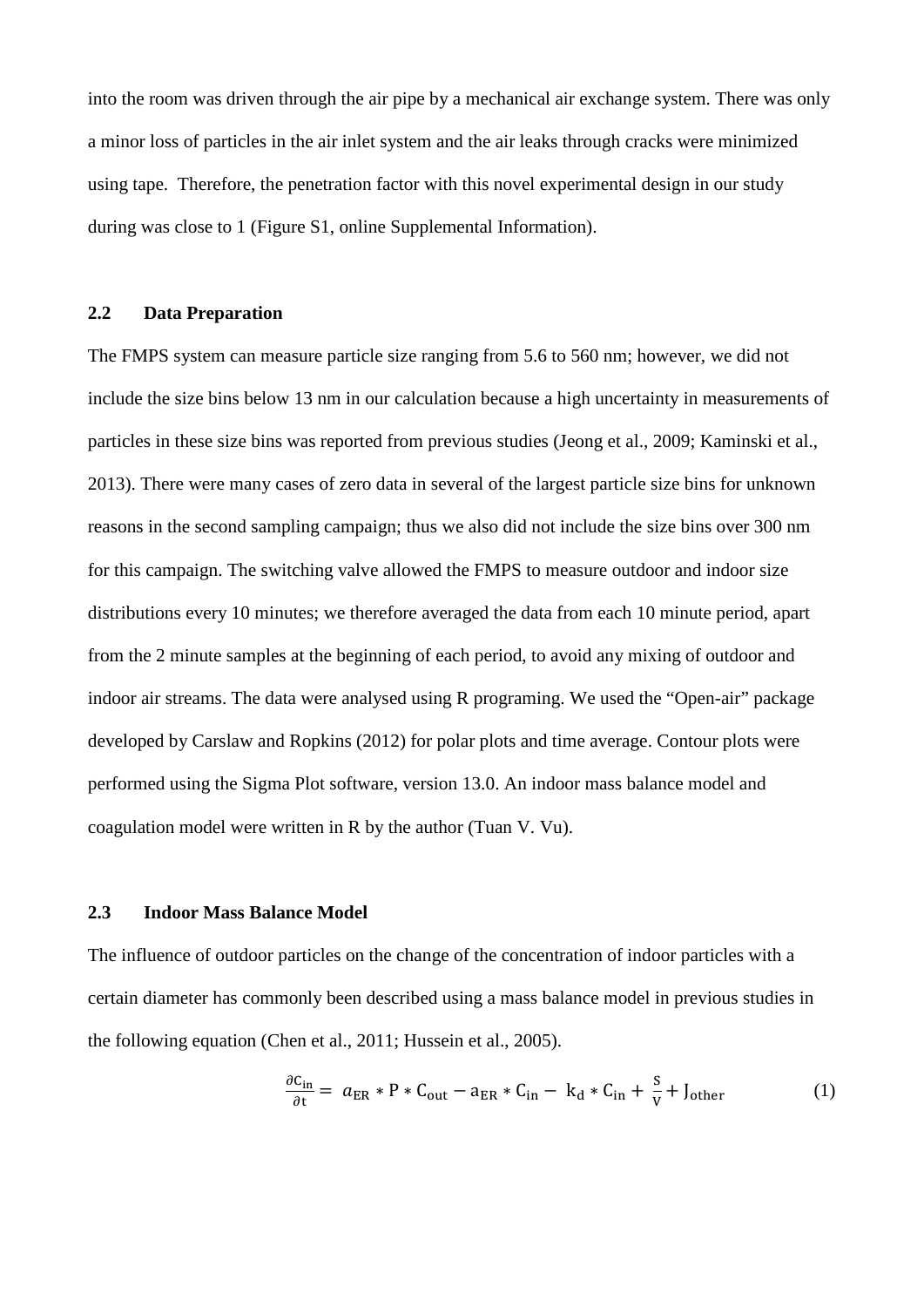into the room was driven through the air pipe by a mechanical air exchange system. There was only a minor loss of particles in the air inlet system and the air leaks through cracks were minimized using tape. Therefore, the penetration factor with this novel experimental design in our study during was close to 1 (Figure S1, online Supplemental Information).

## 2.2 Data Preparation

The FMPS system can measure particle size ranging from 5.6 to 560 nm; however, we did not include the size bins below 13 nm in our calculation because a high uncertainty in measurements of particles in these size bins was reported from previous studies (Jeong et al., 2009; Kaminski et al., 2013). There were many cases of zero data in several of the largest particle size bins for unknown reasons in the second sampling campaign; thus we also did not include the size bins over 300 nm for this campaign. The switching valve allowed the FMPS to measure outdoor and indoor size distributions every 10 minutes; we therefore averaged the data from each 10 minute period, apart from the 2 minute samples at the beginning of each period, to avoid any mixing of outdoor and indoor air streams. The data were analysed using R programing. We used the “Open-air” package developed by Carslaw and Ropkins (2012) for polar plots and time average. Contour plots were performed using the Sigma Plot software, version 13.0. An indoor mass balance model and coagulation model were written in R by the author (Tuan V. Vu).

## 2.3 Indoor Mass Balance Model

The influence of outdoor particles on the change of the concentration of indoor particles with a certain diameter has commonly been described using a mass balance model in previous studies in the following equation (Chen et al., 2011; Hussein et al., 2005).

$$\frac{\partial C_{in}}{\partial t} = a_{ER} * P * C_{out} - a_{ER} * C_{in} - k_d * C_{in} + \frac{S}{V} + J_{other} \tag{1}$$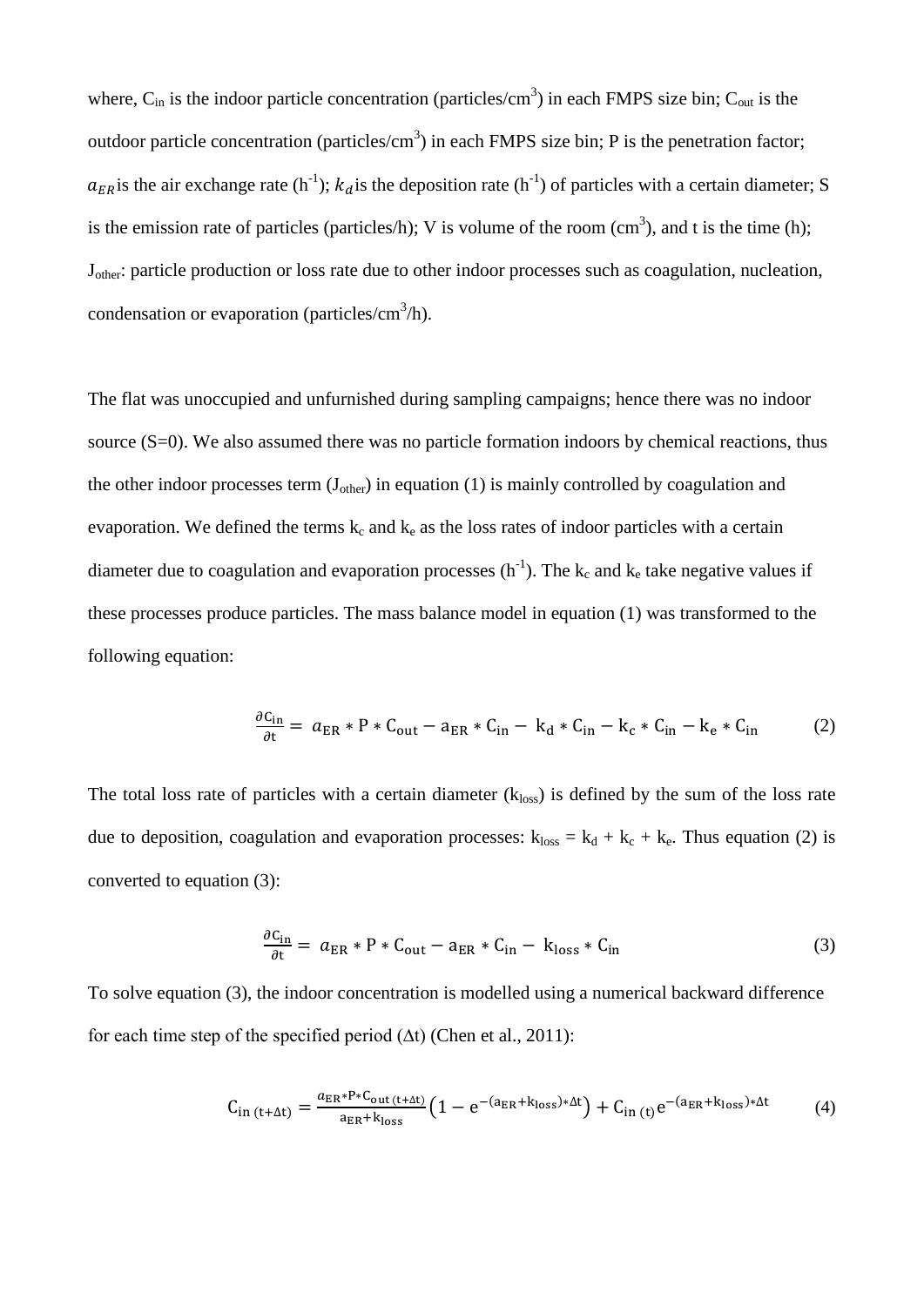where, $C_{in}$ is the indoor particle concentration (particles/$cm^3$) in each FMPS size bin; $C_{out}$ is the outdoor particle concentration (particles/$cm^3$) in each FMPS size bin; P is the penetration factor; $a_{ER}$ is the air exchange rate ($h^{-1}$); $k_d$ is the deposition rate ($h^{-1}$) of particles with a certain diameter; S is the emission rate of particles (particles/h); V is volume of the room ($cm^3$), and t is the time (h); $J_{other}$: particle production or loss rate due to other indoor processes such as coagulation, nucleation, condensation or evaporation (particles/$cm^3$/h).

The flat was unoccupied and unfurnished during sampling campaigns; hence there was no indoor source (S=0). We also assumed there was no particle formation indoors by chemical reactions, thus the other indoor processes term ($J_{other}$) in equation (1) is mainly controlled by coagulation and evaporation. We defined the terms $k_c$ and $k_e$ as the loss rates of indoor particles with a certain diameter due to coagulation and evaporation processes ($h^{-1}$). The $k_c$ and $k_e$ take negative values if these processes produce particles. The mass balance model in equation (1) was transformed to the following equation:

$$\frac{\partial C_{in}}{\partial t} = a_{ER} * P * C_{out} - a_{ER} * C_{in} - k_d * C_{in} - k_c * C_{in} - k_e * C_{in} \tag{2}$$

The total loss rate of particles with a certain diameter ($k_{loss}$) is defined by the sum of the loss rate due to deposition, coagulation and evaporation processes: $k_{loss} = k_d + k_c + k_e$. Thus equation (2) is converted to equation (3):

$$\frac{\partial C_{in}}{\partial t} = a_{ER} * P * C_{out} - a_{ER} * C_{in} - k_{loss} * C_{in} \tag{3}$$

To solve equation (3), the indoor concentration is modelled using a numerical backward difference for each time step of the specified period ($\Delta t$) (Chen et al., 2011):

$$C_{in\,(t+\Delta t)} = \frac{a_{ER} * P * C_{out\,(t+\Delta t)}}{a_{ER} + k_{loss}} \left(1 - e^{-(a_{ER} + k_{loss}) * \Delta t}\right) + C_{in\,(t)} e^{-(a_{ER} + k_{loss}) * \Delta t} \tag{4}$$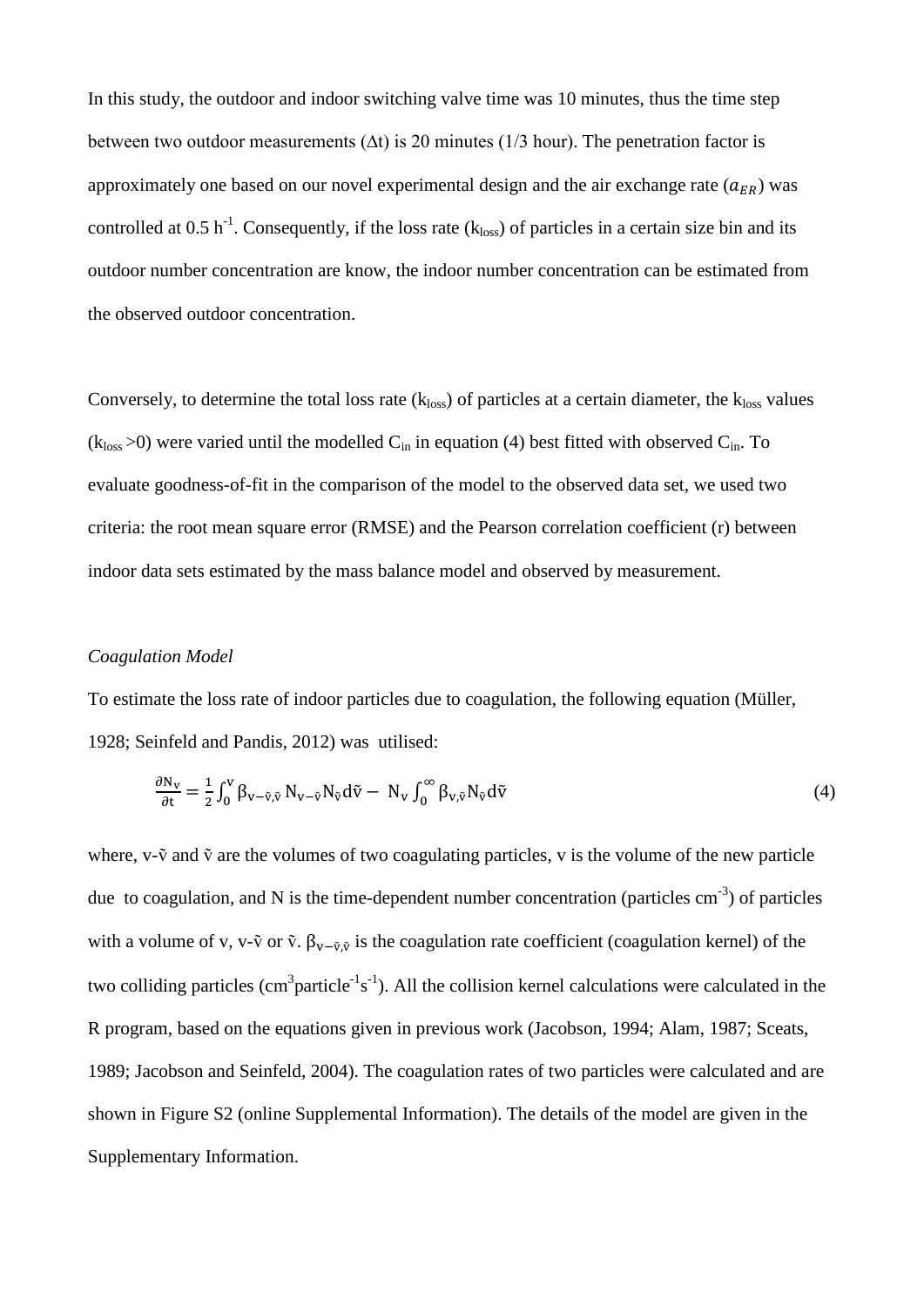In this study, the outdoor and indoor switching valve time was 10 minutes, thus the time step between two outdoor measurements ($\Delta t$) is 20 minutes (1/3 hour). The penetration factor is approximately one based on our novel experimental design and the air exchange rate ($a_{ER}$) was controlled at 0.5 $h^{-1}$. Consequently, if the loss rate ($k_{loss}$) of particles in a certain size bin and its outdoor number concentration are know, the indoor number concentration can be estimated from the observed outdoor concentration.

Conversely, to determine the total loss rate ($k_{loss}$) of particles at a certain diameter, the $k_{loss}$ values ($k_{loss} > 0$) were varied until the modelled $C_{in}$ in equation (4) best fitted with observed $C_{in}$. To evaluate goodness-of-fit in the comparison of the model to the observed data set, we used two criteria: the root mean square error (RMSE) and the Pearson correlation coefficient (r) between indoor data sets estimated by the mass balance model and observed by measurement.

*Coagulation Model*

To estimate the loss rate of indoor particles due to coagulation, the following equation (Müller, 1928; Seinfeld and Pandis, 2012) was utilised:

$$\frac{\partial N_v}{\partial t} = \frac{1}{2}\int_0^v \beta_{v-\tilde{v},\tilde{v}}\, N_{v-\tilde{v}} N_{\tilde{v}} d\tilde{v} - N_v \int_0^\infty \beta_{v,\tilde{v}} N_{\tilde{v}} d\tilde{v} \tag{4}$$

where, v-ṽ and ṽ are the volumes of two coagulating particles, v is the volume of the new particle due to coagulation, and N is the time-dependent number concentration (particles $cm^{-3}$) of particles with a volume of v, v-ṽ or ṽ. $\beta_{v-\tilde{v},\tilde{v}}$ is the coagulation rate coefficient (coagulation kernel) of the two colliding particles ($cm^3 particle^{-1} s^{-1}$). All the collision kernel calculations were calculated in the R program, based on the equations given in previous work (Jacobson, 1994; Alam, 1987; Sceats, 1989; Jacobson and Seinfeld, 2004). The coagulation rates of two particles were calculated and are shown in Figure S2 (online Supplemental Information). The details of the model are given in the Supplementary Information.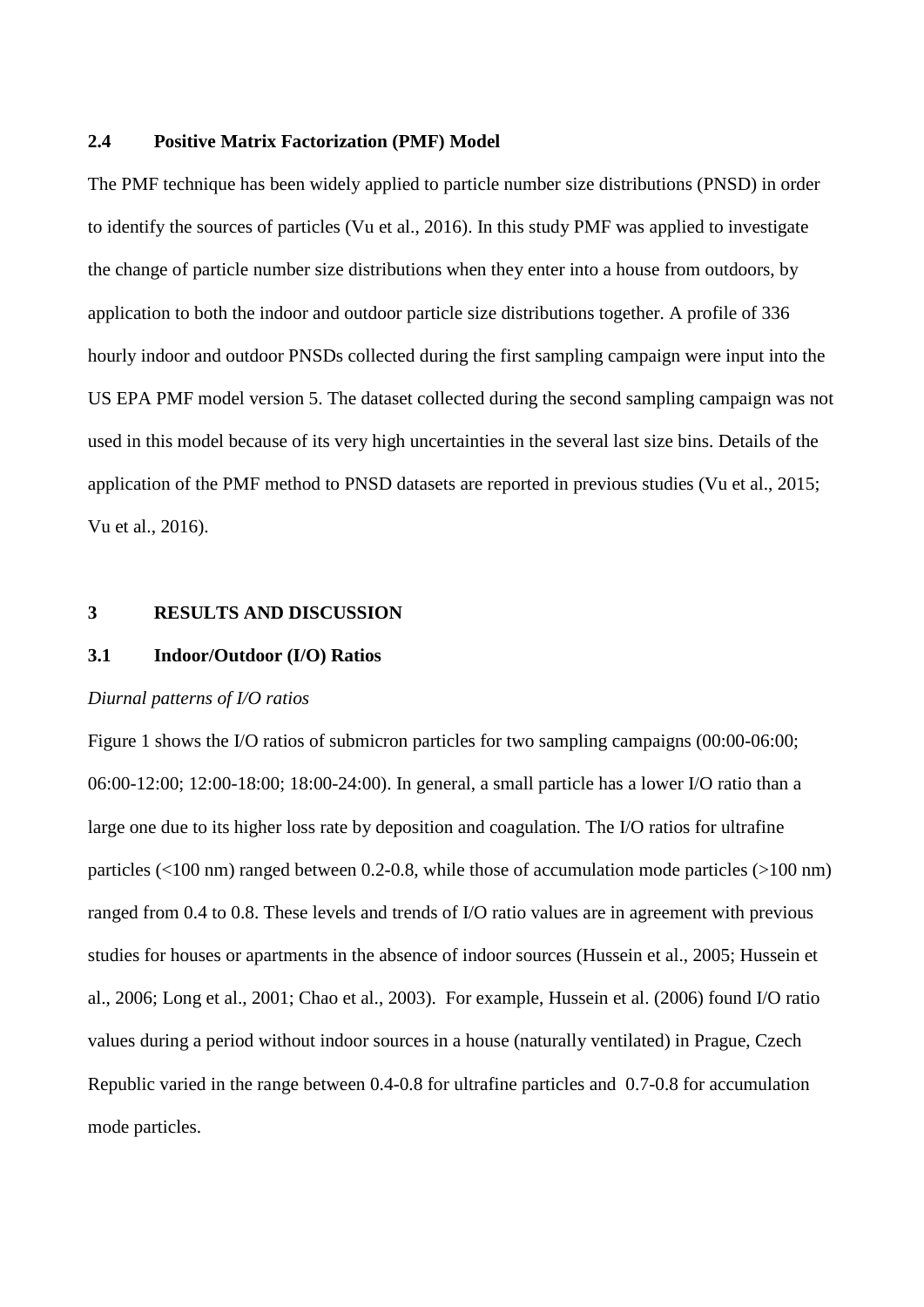### 2.4 Positive Matrix Factorization (PMF) Model

The PMF technique has been widely applied to particle number size distributions (PNSD) in order to identify the sources of particles (Vu et al., 2016). In this study PMF was applied to investigate the change of particle number size distributions when they enter into a house from outdoors, by application to both the indoor and outdoor particle size distributions together. A profile of 336 hourly indoor and outdoor PNSDs collected during the first sampling campaign were input into the US EPA PMF model version 5. The dataset collected during the second sampling campaign was not used in this model because of its very high uncertainties in the several last size bins. Details of the application of the PMF method to PNSD datasets are reported in previous studies (Vu et al., 2015; Vu et al., 2016).

## 3 RESULTS AND DISCUSSION

### 3.1 Indoor/Outdoor (I/O) Ratios

*Diurnal patterns of I/O ratios*

Figure 1 shows the I/O ratios of submicron particles for two sampling campaigns (00:00-06:00; 06:00-12:00; 12:00-18:00; 18:00-24:00). In general, a small particle has a lower I/O ratio than a large one due to its higher loss rate by deposition and coagulation. The I/O ratios for ultrafine particles (<100 nm) ranged between 0.2-0.8, while those of accumulation mode particles (>100 nm) ranged from 0.4 to 0.8. These levels and trends of I/O ratio values are in agreement with previous studies for houses or apartments in the absence of indoor sources (Hussein et al., 2005; Hussein et al., 2006; Long et al., 2001; Chao et al., 2003). For example, Hussein et al. (2006) found I/O ratio values during a period without indoor sources in a house (naturally ventilated) in Prague, Czech Republic varied in the range between 0.4-0.8 for ultrafine particles and 0.7-0.8 for accumulation mode particles.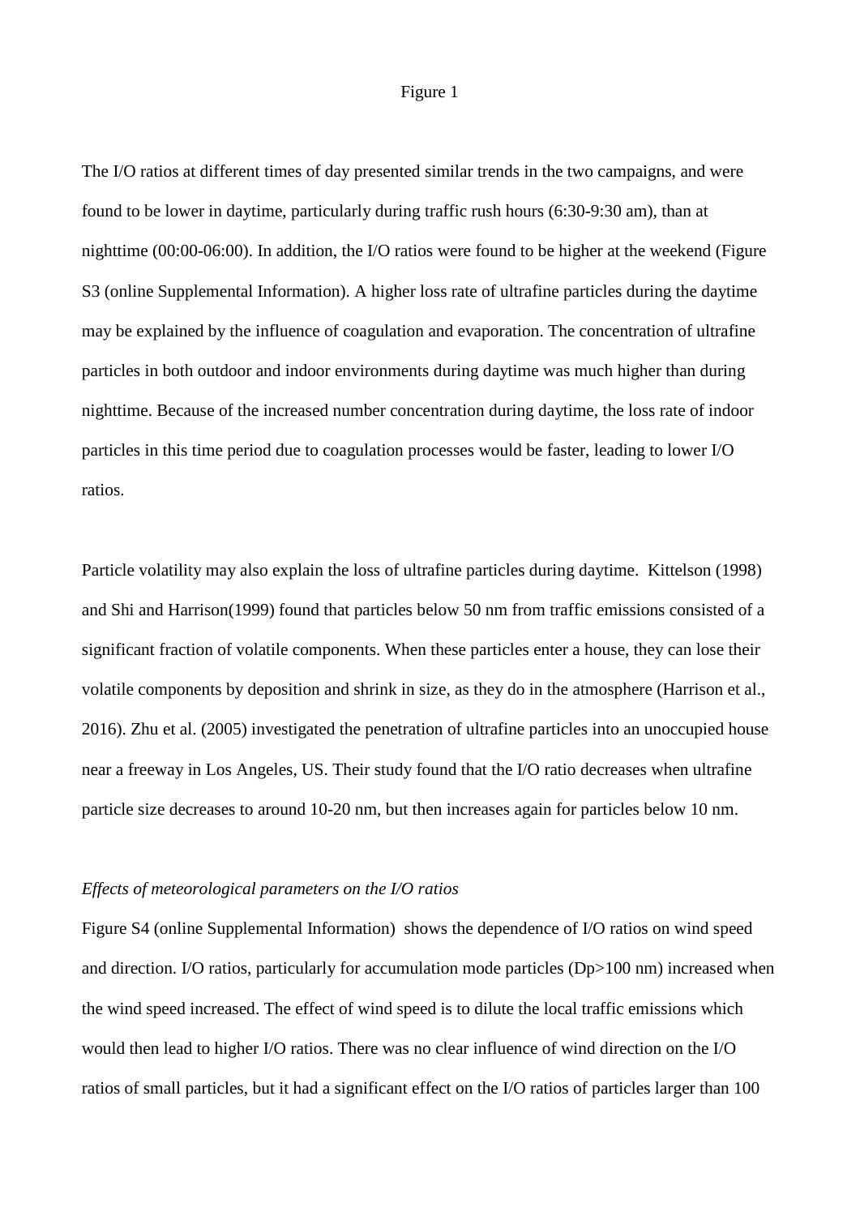Figure 1

The I/O ratios at different times of day presented similar trends in the two campaigns, and were found to be lower in daytime, particularly during traffic rush hours (6:30-9:30 am), than at nighttime (00:00-06:00). In addition, the I/O ratios were found to be higher at the weekend (Figure S3 (online Supplemental Information). A higher loss rate of ultrafine particles during the daytime may be explained by the influence of coagulation and evaporation. The concentration of ultrafine particles in both outdoor and indoor environments during daytime was much higher than during nighttime. Because of the increased number concentration during daytime, the loss rate of indoor particles in this time period due to coagulation processes would be faster, leading to lower I/O ratios.

Particle volatility may also explain the loss of ultrafine particles during daytime. Kittelson (1998) and Shi and Harrison(1999) found that particles below 50 nm from traffic emissions consisted of a significant fraction of volatile components. When these particles enter a house, they can lose their volatile components by deposition and shrink in size, as they do in the atmosphere (Harrison et al., 2016). Zhu et al. (2005) investigated the penetration of ultrafine particles into an unoccupied house near a freeway in Los Angeles, US. Their study found that the I/O ratio decreases when ultrafine particle size decreases to around 10-20 nm, but then increases again for particles below 10 nm.

*Effects of meteorological parameters on the I/O ratios*

Figure S4 (online Supplemental Information) shows the dependence of I/O ratios on wind speed and direction. I/O ratios, particularly for accumulation mode particles (Dp>100 nm) increased when the wind speed increased. The effect of wind speed is to dilute the local traffic emissions which would then lead to higher I/O ratios. There was no clear influence of wind direction on the I/O ratios of small particles, but it had a significant effect on the I/O ratios of particles larger than 100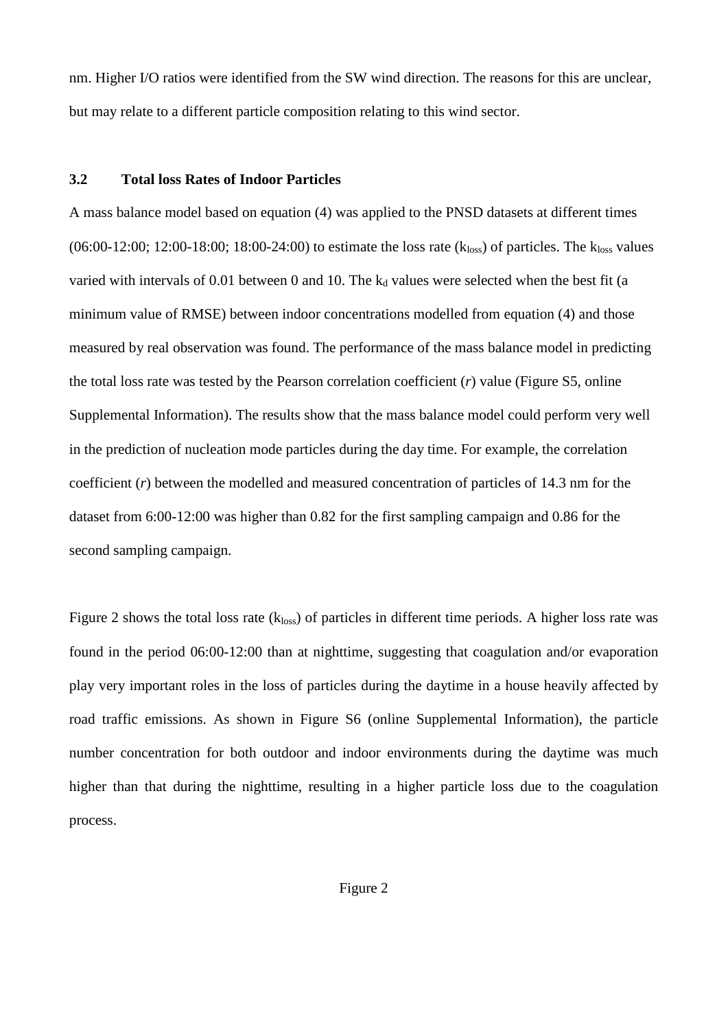nm. Higher I/O ratios were identified from the SW wind direction. The reasons for this are unclear, but may relate to a different particle composition relating to this wind sector.

### 3.2 Total loss Rates of Indoor Particles

A mass balance model based on equation (4) was applied to the PNSD datasets at different times (06:00-12:00; 12:00-18:00; 18:00-24:00) to estimate the loss rate ($k_{loss}$) of particles. The $k_{loss}$ values varied with intervals of 0.01 between 0 and 10. The $k_d$ values were selected when the best fit (a minimum value of RMSE) between indoor concentrations modelled from equation (4) and those measured by real observation was found. The performance of the mass balance model in predicting the total loss rate was tested by the Pearson correlation coefficient (*r*) value (Figure S5, online Supplemental Information). The results show that the mass balance model could perform very well in the prediction of nucleation mode particles during the day time. For example, the correlation coefficient (*r*) between the modelled and measured concentration of particles of 14.3 nm for the dataset from 6:00-12:00 was higher than 0.82 for the first sampling campaign and 0.86 for the second sampling campaign.

Figure 2 shows the total loss rate ($k_{loss}$) of particles in different time periods. A higher loss rate was found in the period 06:00-12:00 than at nighttime, suggesting that coagulation and/or evaporation play very important roles in the loss of particles during the daytime in a house heavily affected by road traffic emissions. As shown in Figure S6 (online Supplemental Information), the particle number concentration for both outdoor and indoor environments during the daytime was much higher than that during the nighttime, resulting in a higher particle loss due to the coagulation process.

Figure 2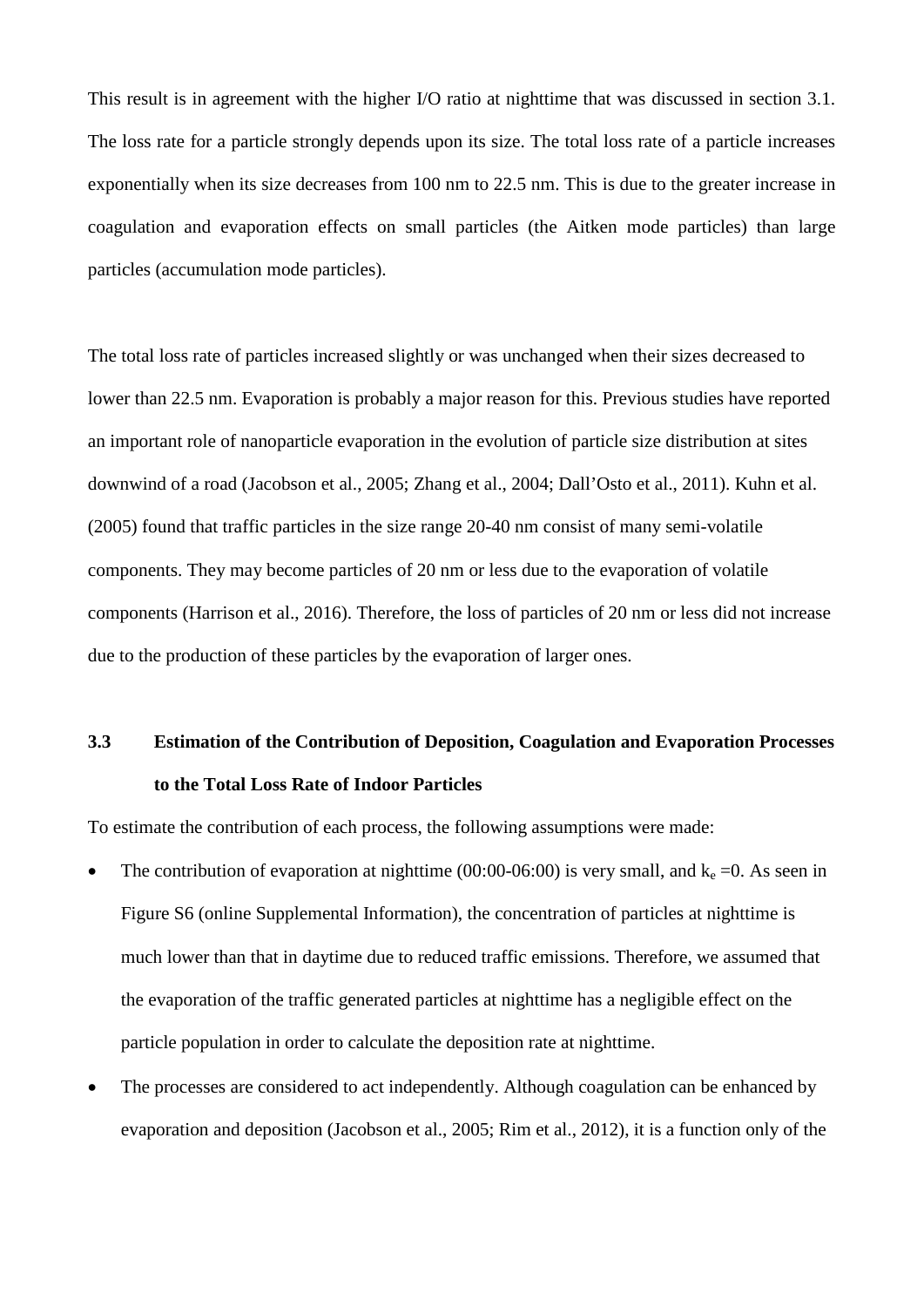This result is in agreement with the higher I/O ratio at nighttime that was discussed in section 3.1. The loss rate for a particle strongly depends upon its size. The total loss rate of a particle increases exponentially when its size decreases from 100 nm to 22.5 nm. This is due to the greater increase in coagulation and evaporation effects on small particles (the Aitken mode particles) than large particles (accumulation mode particles).

The total loss rate of particles increased slightly or was unchanged when their sizes decreased to lower than 22.5 nm. Evaporation is probably a major reason for this. Previous studies have reported an important role of nanoparticle evaporation in the evolution of particle size distribution at sites downwind of a road (Jacobson et al., 2005; Zhang et al., 2004; Dall'Osto et al., 2011). Kuhn et al. (2005) found that traffic particles in the size range 20-40 nm consist of many semi-volatile components. They may become particles of 20 nm or less due to the evaporation of volatile components (Harrison et al., 2016). Therefore, the loss of particles of 20 nm or less did not increase due to the production of these particles by the evaporation of larger ones.

### 3.3 Estimation of the Contribution of Deposition, Coagulation and Evaporation Processes to the Total Loss Rate of Indoor Particles

To estimate the contribution of each process, the following assumptions were made:

- The contribution of evaporation at nighttime (00:00-06:00) is very small, and $k_e = 0$. As seen in Figure S6 (online Supplemental Information), the concentration of particles at nighttime is much lower than that in daytime due to reduced traffic emissions. Therefore, we assumed that the evaporation of the traffic generated particles at nighttime has a negligible effect on the particle population in order to calculate the deposition rate at nighttime.
- The processes are considered to act independently. Although coagulation can be enhanced by evaporation and deposition (Jacobson et al., 2005; Rim et al., 2012), it is a function only of the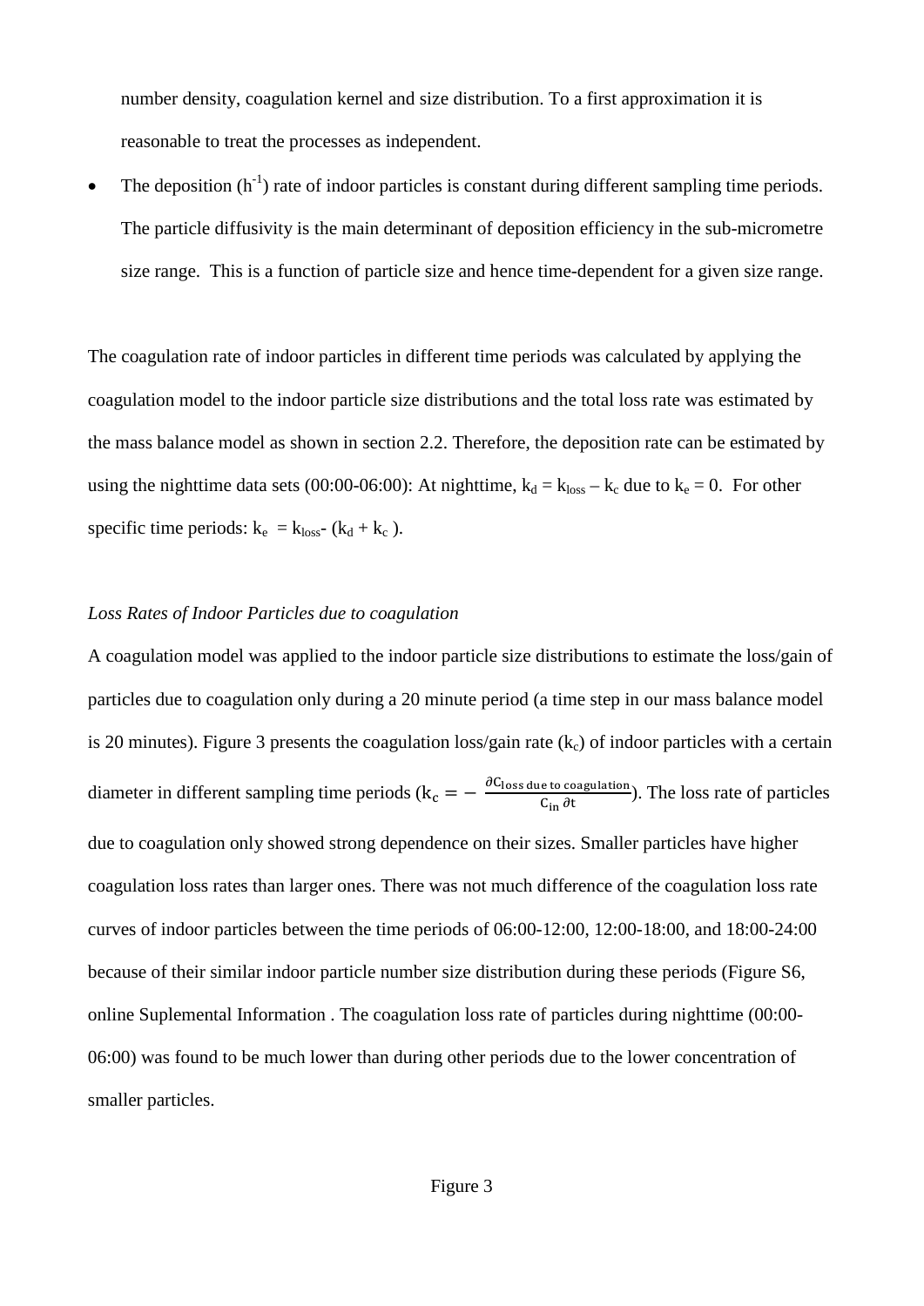number density, coagulation kernel and size distribution. To a first approximation it is reasonable to treat the processes as independent.

- The deposition ($h^{-1}$) rate of indoor particles is constant during different sampling time periods. The particle diffusivity is the main determinant of deposition efficiency in the sub-micrometre size range. This is a function of particle size and hence time-dependent for a given size range.

The coagulation rate of indoor particles in different time periods was calculated by applying the coagulation model to the indoor particle size distributions and the total loss rate was estimated by the mass balance model as shown in section 2.2. Therefore, the deposition rate can be estimated by using the nighttime data sets (00:00-06:00): At nighttime, $k_d = k_{loss} – k_c$ due to $k_e = 0$. For other specific time periods: $k_e = k_{loss} - (k_d + k_c)$.

*Loss Rates of Indoor Particles due to coagulation*

A coagulation model was applied to the indoor particle size distributions to estimate the loss/gain of particles due to coagulation only during a 20 minute period (a time step in our mass balance model is 20 minutes). Figure 3 presents the coagulation loss/gain rate ($k_c$) of indoor particles with a certain diameter in different sampling time periods ($k_c = -\frac{\partial C_{\text{loss due to coagulation}}}{C_{in}\,\partial t}$). The loss rate of particles due to coagulation only showed strong dependence on their sizes. Smaller particles have higher coagulation loss rates than larger ones. There was not much difference of the coagulation loss rate curves of indoor particles between the time periods of 06:00-12:00, 12:00-18:00, and 18:00-24:00 because of their similar indoor particle number size distribution during these periods (Figure S6, online Suplemental Information . The coagulation loss rate of particles during nighttime (00:00-06:00) was found to be much lower than during other periods due to the lower concentration of smaller particles.

Figure 3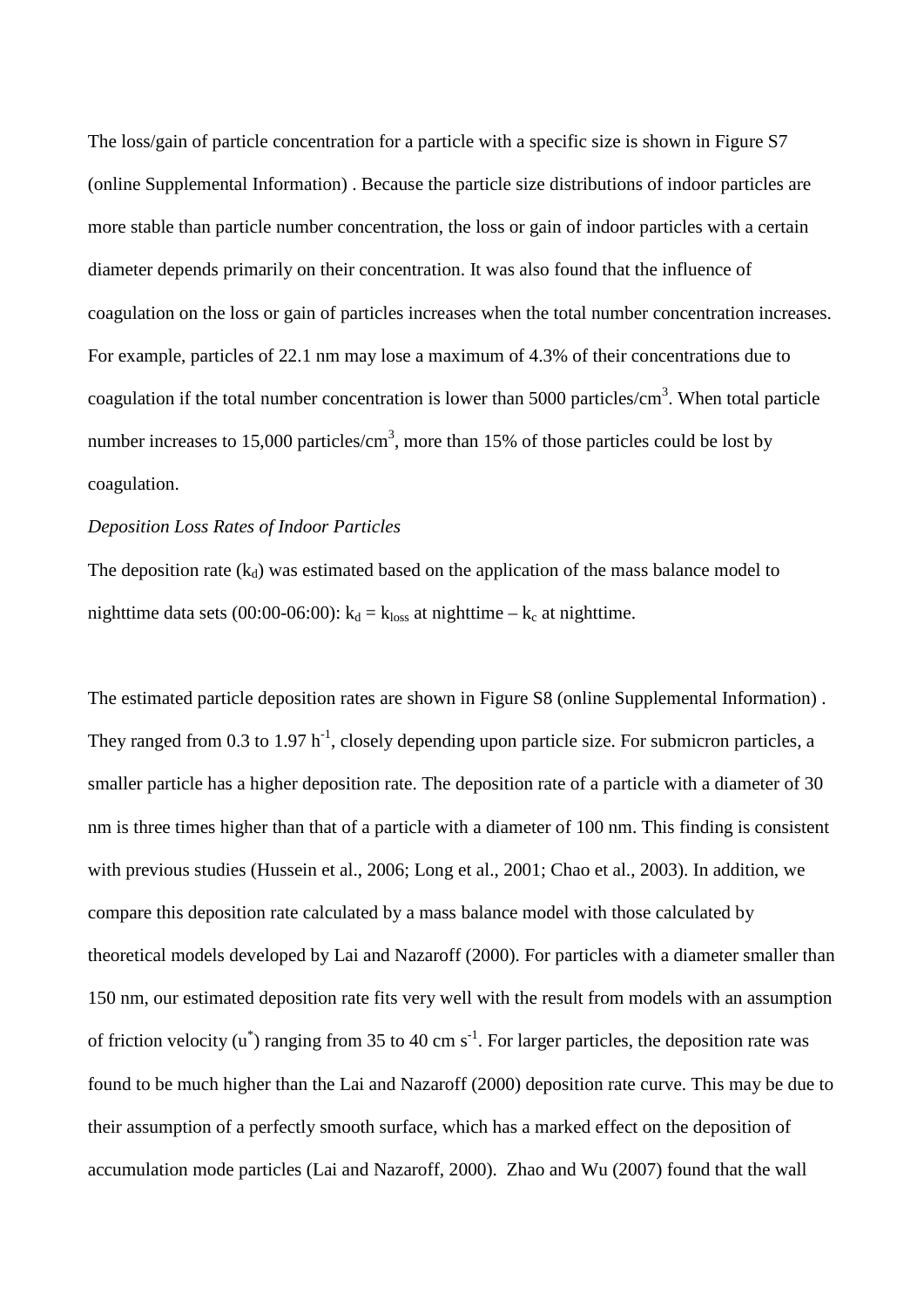The loss/gain of particle concentration for a particle with a specific size is shown in Figure S7 (online Supplemental Information) . Because the particle size distributions of indoor particles are more stable than particle number concentration, the loss or gain of indoor particles with a certain diameter depends primarily on their concentration. It was also found that the influence of coagulation on the loss or gain of particles increases when the total number concentration increases. For example, particles of 22.1 nm may lose a maximum of 4.3% of their concentrations due to coagulation if the total number concentration is lower than 5000 particles/cm$^3$. When total particle number increases to 15,000 particles/cm$^3$, more than 15% of those particles could be lost by coagulation.

*Deposition Loss Rates of Indoor Particles*

The deposition rate ($k_d$) was estimated based on the application of the mass balance model to nighttime data sets (00:00-06:00): $k_d = k_{loss}$ at nighttime – $k_c$ at nighttime.

The estimated particle deposition rates are shown in Figure S8 (online Supplemental Information) . They ranged from 0.3 to 1.97 h$^{-1}$, closely depending upon particle size. For submicron particles, a smaller particle has a higher deposition rate. The deposition rate of a particle with a diameter of 30 nm is three times higher than that of a particle with a diameter of 100 nm. This finding is consistent with previous studies (Hussein et al., 2006; Long et al., 2001; Chao et al., 2003). In addition, we compare this deposition rate calculated by a mass balance model with those calculated by theoretical models developed by Lai and Nazaroff (2000). For particles with a diameter smaller than 150 nm, our estimated deposition rate fits very well with the result from models with an assumption of friction velocity ($u^*$) ranging from 35 to 40 cm s$^{-1}$. For larger particles, the deposition rate was found to be much higher than the Lai and Nazaroff (2000) deposition rate curve. This may be due to their assumption of a perfectly smooth surface, which has a marked effect on the deposition of accumulation mode particles (Lai and Nazaroff, 2000). Zhao and Wu (2007) found that the wall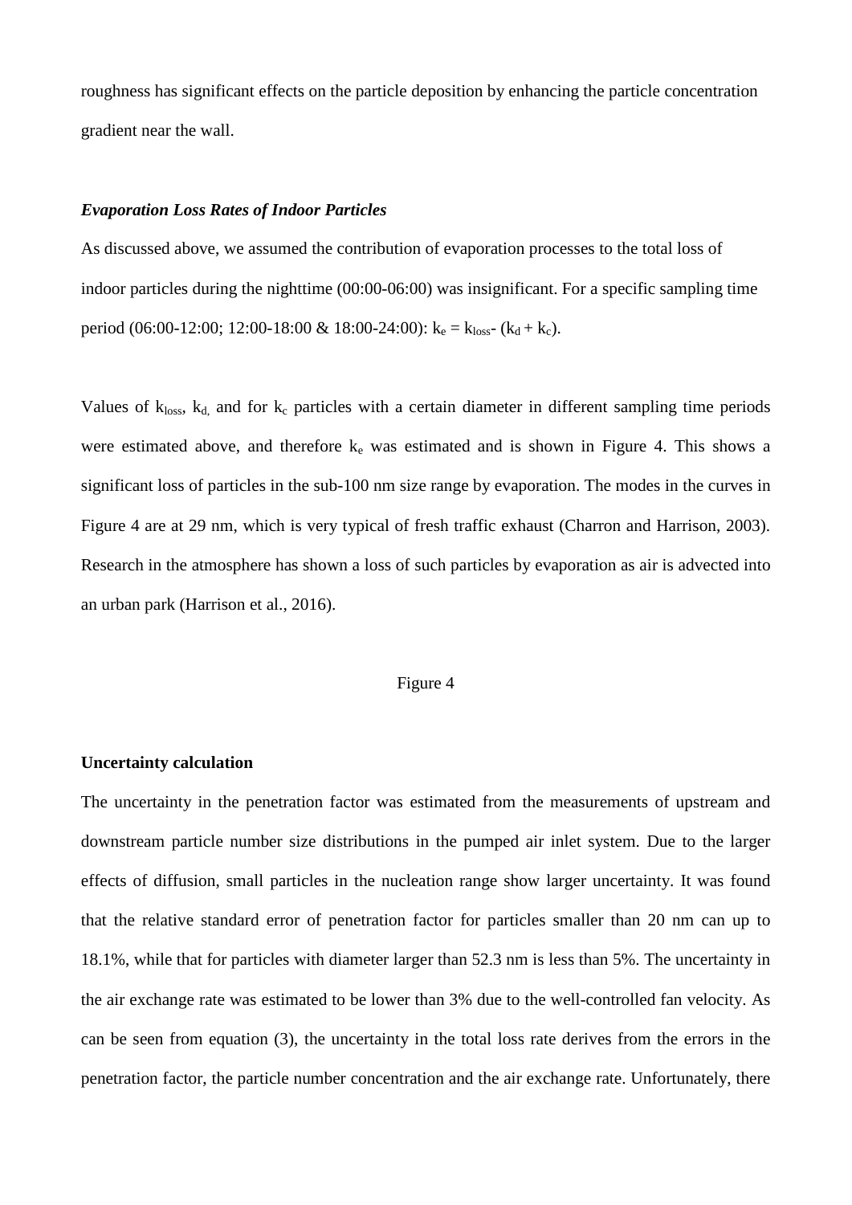roughness has significant effects on the particle deposition by enhancing the particle concentration gradient near the wall.

***Evaporation Loss Rates of Indoor Particles***

As discussed above, we assumed the contribution of evaporation processes to the total loss of indoor particles during the nighttime (00:00-06:00) was insignificant. For a specific sampling time period (06:00-12:00; 12:00-18:00 & 18:00-24:00): $k_e = k_{loss} - (k_d + k_c)$.

Values of $k_{loss}$, $k_{d,}$ and for $k_c$ particles with a certain diameter in different sampling time periods were estimated above, and therefore $k_e$ was estimated and is shown in Figure 4. This shows a significant loss of particles in the sub-100 nm size range by evaporation. The modes in the curves in Figure 4 are at 29 nm, which is very typical of fresh traffic exhaust (Charron and Harrison, 2003). Research in the atmosphere has shown a loss of such particles by evaporation as air is advected into an urban park (Harrison et al., 2016).

Figure 4

**Uncertainty calculation**

The uncertainty in the penetration factor was estimated from the measurements of upstream and downstream particle number size distributions in the pumped air inlet system. Due to the larger effects of diffusion, small particles in the nucleation range show larger uncertainty. It was found that the relative standard error of penetration factor for particles smaller than 20 nm can up to 18.1%, while that for particles with diameter larger than 52.3 nm is less than 5%. The uncertainty in the air exchange rate was estimated to be lower than 3% due to the well-controlled fan velocity. As can be seen from equation (3), the uncertainty in the total loss rate derives from the errors in the penetration factor, the particle number concentration and the air exchange rate. Unfortunately, there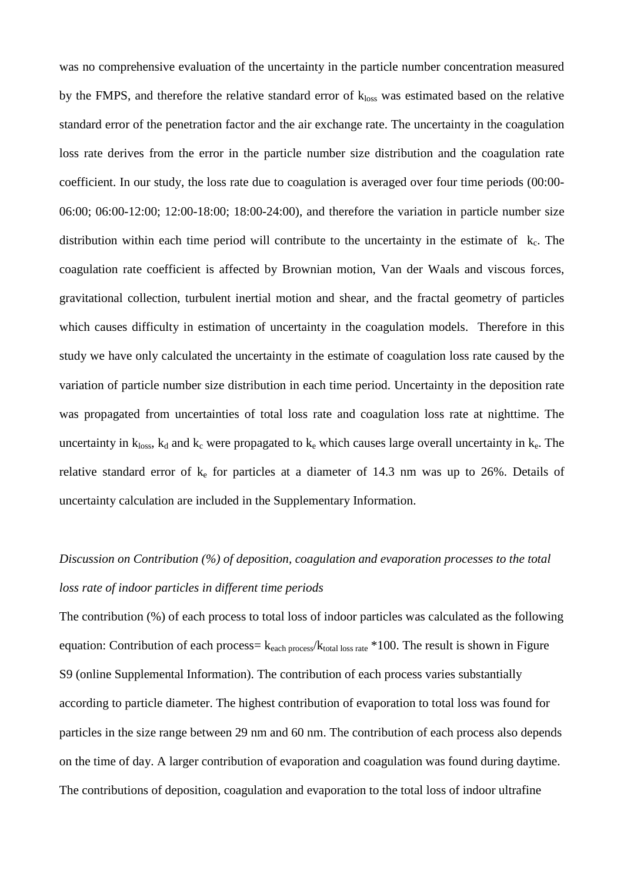was no comprehensive evaluation of the uncertainty in the particle number concentration measured by the FMPS, and therefore the relative standard error of $k_{loss}$ was estimated based on the relative standard error of the penetration factor and the air exchange rate. The uncertainty in the coagulation loss rate derives from the error in the particle number size distribution and the coagulation rate coefficient. In our study, the loss rate due to coagulation is averaged over four time periods (00:00-06:00; 06:00-12:00; 12:00-18:00; 18:00-24:00), and therefore the variation in particle number size distribution within each time period will contribute to the uncertainty in the estimate of $k_c$. The coagulation rate coefficient is affected by Brownian motion, Van der Waals and viscous forces, gravitational collection, turbulent inertial motion and shear, and the fractal geometry of particles which causes difficulty in estimation of uncertainty in the coagulation models. Therefore in this study we have only calculated the uncertainty in the estimate of coagulation loss rate caused by the variation of particle number size distribution in each time period. Uncertainty in the deposition rate was propagated from uncertainties of total loss rate and coagulation loss rate at nighttime. The uncertainty in $k_{loss}$, $k_d$ and $k_c$ were propagated to $k_e$ which causes large overall uncertainty in $k_e$. The relative standard error of $k_e$ for particles at a diameter of 14.3 nm was up to 26%. Details of uncertainty calculation are included in the Supplementary Information.

*Discussion on Contribution (%) of deposition, coagulation and evaporation processes to the total loss rate of indoor particles in different time periods*

The contribution (%) of each process to total loss of indoor particles was calculated as the following equation: Contribution of each process= $k_{each\ process}/k_{total\ loss\ rate}$ *100. The result is shown in Figure S9 (online Supplemental Information). The contribution of each process varies substantially according to particle diameter. The highest contribution of evaporation to total loss was found for particles in the size range between 29 nm and 60 nm. The contribution of each process also depends on the time of day. A larger contribution of evaporation and coagulation was found during daytime. The contributions of deposition, coagulation and evaporation to the total loss of indoor ultrafine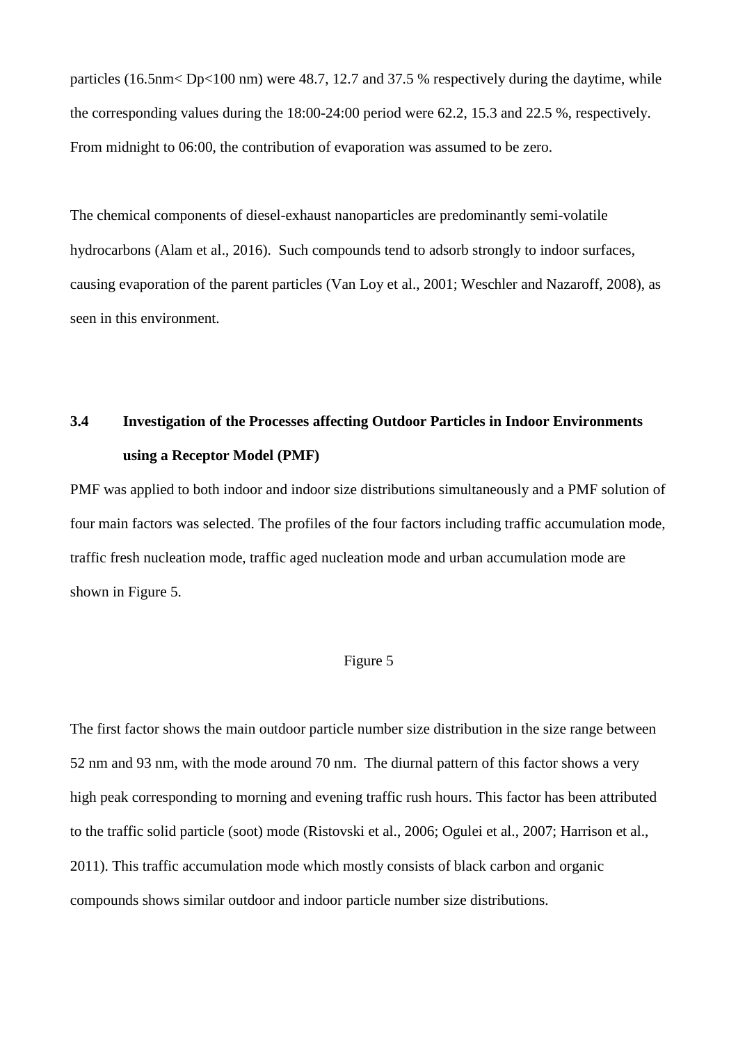particles (16.5nm< Dp<100 nm) were 48.7, 12.7 and 37.5 % respectively during the daytime, while the corresponding values during the 18:00-24:00 period were 62.2, 15.3 and 22.5 %, respectively. From midnight to 06:00, the contribution of evaporation was assumed to be zero.

The chemical components of diesel-exhaust nanoparticles are predominantly semi-volatile hydrocarbons (Alam et al., 2016). Such compounds tend to adsorb strongly to indoor surfaces, causing evaporation of the parent particles (Van Loy et al., 2001; Weschler and Nazaroff, 2008), as seen in this environment.

### 3.4 Investigation of the Processes affecting Outdoor Particles in Indoor Environments using a Receptor Model (PMF)

PMF was applied to both indoor and indoor size distributions simultaneously and a PMF solution of four main factors was selected. The profiles of the four factors including traffic accumulation mode, traffic fresh nucleation mode, traffic aged nucleation mode and urban accumulation mode are shown in Figure 5.

Figure 5

The first factor shows the main outdoor particle number size distribution in the size range between 52 nm and 93 nm, with the mode around 70 nm. The diurnal pattern of this factor shows a very high peak corresponding to morning and evening traffic rush hours. This factor has been attributed to the traffic solid particle (soot) mode (Ristovski et al., 2006; Ogulei et al., 2007; Harrison et al., 2011). This traffic accumulation mode which mostly consists of black carbon and organic compounds shows similar outdoor and indoor particle number size distributions.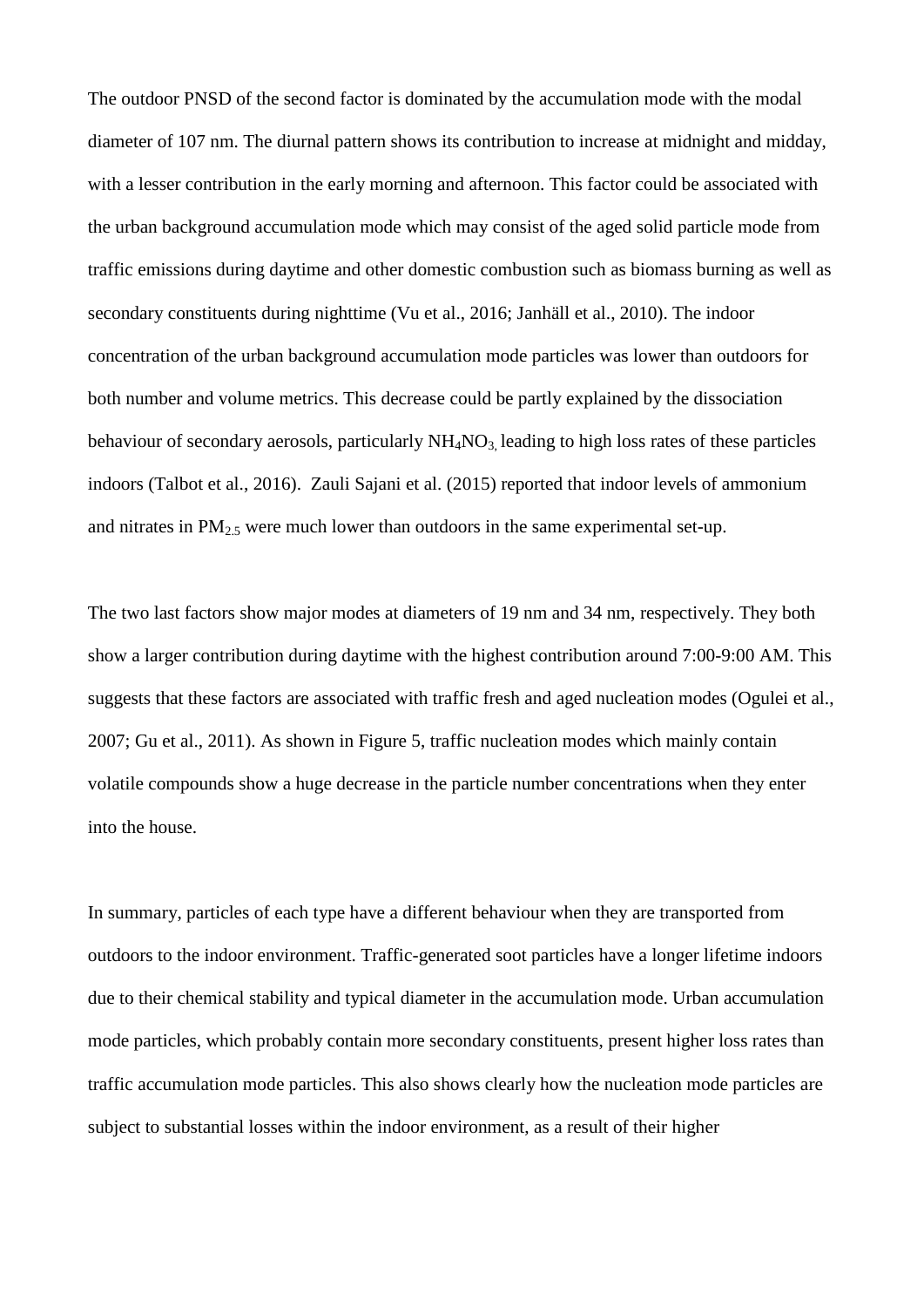The outdoor PNSD of the second factor is dominated by the accumulation mode with the modal diameter of 107 nm. The diurnal pattern shows its contribution to increase at midnight and midday, with a lesser contribution in the early morning and afternoon. This factor could be associated with the urban background accumulation mode which may consist of the aged solid particle mode from traffic emissions during daytime and other domestic combustion such as biomass burning as well as secondary constituents during nighttime (Vu et al., 2016; Janhäll et al., 2010). The indoor concentration of the urban background accumulation mode particles was lower than outdoors for both number and volume metrics. This decrease could be partly explained by the dissociation behaviour of secondary aerosols, particularly $NH_4NO_3$, leading to high loss rates of these particles indoors (Talbot et al., 2016). Zauli Sajani et al. (2015) reported that indoor levels of ammonium and nitrates in $PM_{2.5}$ were much lower than outdoors in the same experimental set-up.

The two last factors show major modes at diameters of 19 nm and 34 nm, respectively. They both show a larger contribution during daytime with the highest contribution around 7:00-9:00 AM. This suggests that these factors are associated with traffic fresh and aged nucleation modes (Ogulei et al., 2007; Gu et al., 2011). As shown in Figure 5, traffic nucleation modes which mainly contain volatile compounds show a huge decrease in the particle number concentrations when they enter into the house.

In summary, particles of each type have a different behaviour when they are transported from outdoors to the indoor environment. Traffic-generated soot particles have a longer lifetime indoors due to their chemical stability and typical diameter in the accumulation mode. Urban accumulation mode particles, which probably contain more secondary constituents, present higher loss rates than traffic accumulation mode particles. This also shows clearly how the nucleation mode particles are subject to substantial losses within the indoor environment, as a result of their higher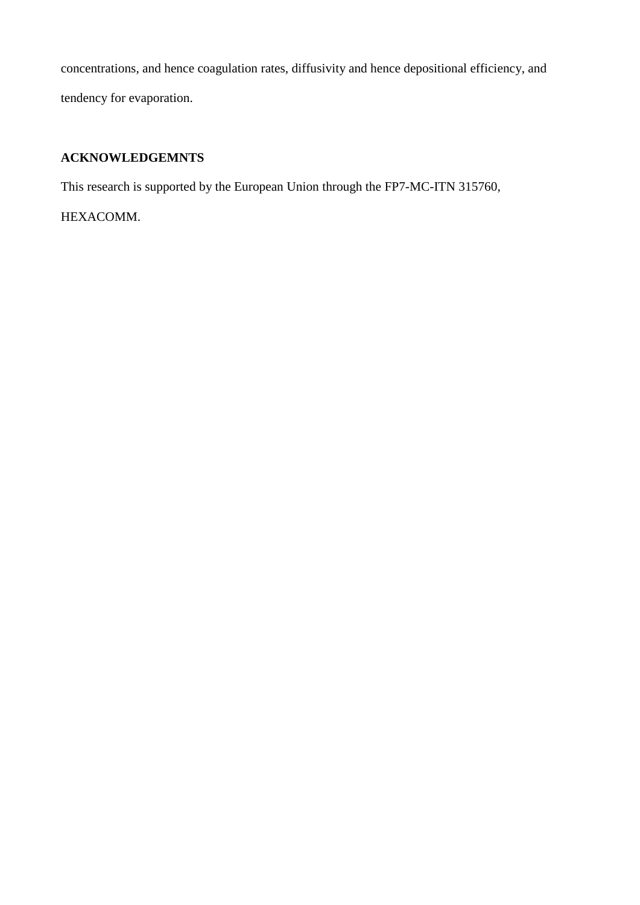concentrations, and hence coagulation rates, diffusivity and hence depositional efficiency, and tendency for evaporation.

## ACKNOWLEDGEMNTS

This research is supported by the European Union through the FP7-MC-ITN 315760, HEXACOMM.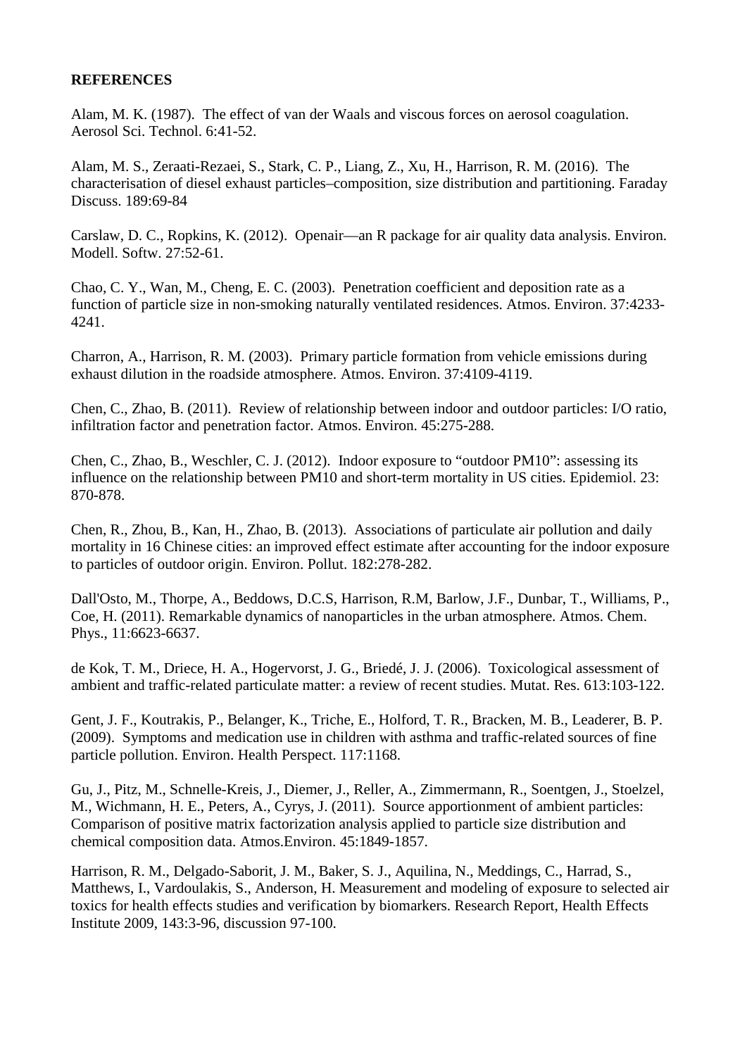**REFERENCES**

Alam, M. K. (1987). The effect of van der Waals and viscous forces on aerosol coagulation. Aerosol Sci. Technol. 6:41-52.

Alam, M. S., Zeraati-Rezaei, S., Stark, C. P., Liang, Z., Xu, H., Harrison, R. M. (2016). The characterisation of diesel exhaust particles–composition, size distribution and partitioning. Faraday Discuss. 189:69-84

Carslaw, D. C., Ropkins, K. (2012). Openair—an R package for air quality data analysis. Environ. Modell. Softw. 27:52-61.

Chao, C. Y., Wan, M., Cheng, E. C. (2003). Penetration coefficient and deposition rate as a function of particle size in non-smoking naturally ventilated residences. Atmos. Environ. 37:4233-4241.

Charron, A., Harrison, R. M. (2003). Primary particle formation from vehicle emissions during exhaust dilution in the roadside atmosphere. Atmos. Environ. 37:4109-4119.

Chen, C., Zhao, B. (2011). Review of relationship between indoor and outdoor particles: I/O ratio, infiltration factor and penetration factor. Atmos. Environ. 45:275-288.

Chen, C., Zhao, B., Weschler, C. J. (2012). Indoor exposure to "outdoor PM10": assessing its influence on the relationship between PM10 and short-term mortality in US cities. Epidemiol. 23: 870-878.

Chen, R., Zhou, B., Kan, H., Zhao, B. (2013). Associations of particulate air pollution and daily mortality in 16 Chinese cities: an improved effect estimate after accounting for the indoor exposure to particles of outdoor origin. Environ. Pollut. 182:278-282.

Dall'Osto, M., Thorpe, A., Beddows, D.C.S, Harrison, R.M, Barlow, J.F., Dunbar, T., Williams, P., Coe, H. (2011). Remarkable dynamics of nanoparticles in the urban atmosphere. Atmos. Chem. Phys., 11:6623-6637.

de Kok, T. M., Driece, H. A., Hogervorst, J. G., Briedé, J. J. (2006). Toxicological assessment of ambient and traffic-related particulate matter: a review of recent studies. Mutat. Res. 613:103-122.

Gent, J. F., Koutrakis, P., Belanger, K., Triche, E., Holford, T. R., Bracken, M. B., Leaderer, B. P. (2009). Symptoms and medication use in children with asthma and traffic-related sources of fine particle pollution. Environ. Health Perspect. 117:1168.

Gu, J., Pitz, M., Schnelle-Kreis, J., Diemer, J., Reller, A., Zimmermann, R., Soentgen, J., Stoelzel, M., Wichmann, H. E., Peters, A., Cyrys, J. (2011). Source apportionment of ambient particles: Comparison of positive matrix factorization analysis applied to particle size distribution and chemical composition data. Atmos.Environ. 45:1849-1857.

Harrison, R. M., Delgado-Saborit, J. M., Baker, S. J., Aquilina, N., Meddings, C., Harrad, S., Matthews, I., Vardoulakis, S., Anderson, H. Measurement and modeling of exposure to selected air toxics for health effects studies and verification by biomarkers. Research Report, Health Effects Institute 2009, 143:3-96, discussion 97-100.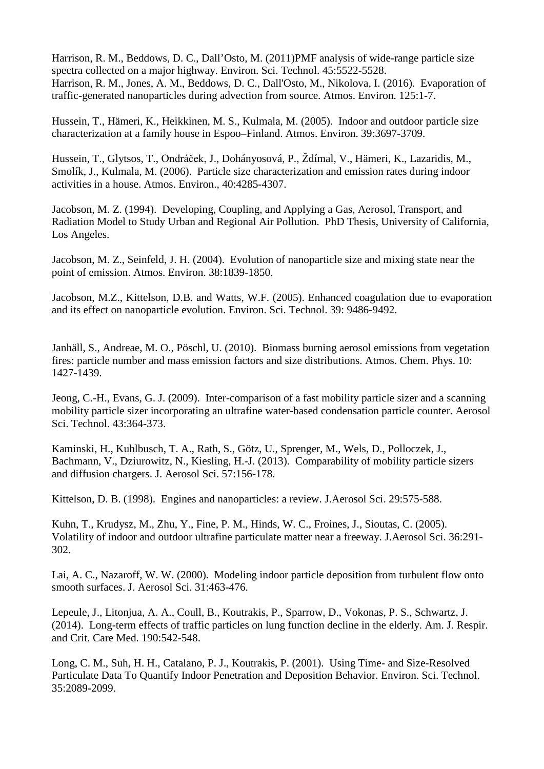Harrison, R. M., Beddows, D. C., Dall'Osto, M. (2011)PMF analysis of wide-range particle size spectra collected on a major highway. Environ. Sci. Technol. 45:5522-5528.
Harrison, R. M., Jones, A. M., Beddows, D. C., Dall'Osto, M., Nikolova, I. (2016). Evaporation of traffic-generated nanoparticles during advection from source. Atmos. Environ. 125:1-7.

Hussein, T., Hämeri, K., Heikkinen, M. S., Kulmala, M. (2005). Indoor and outdoor particle size characterization at a family house in Espoo–Finland. Atmos. Environ. 39:3697-3709.

Hussein, T., Glytsos, T., Ondráček, J., Dohányosová, P., Ždímal, V., Hämeri, K., Lazaridis, M., Smolík, J., Kulmala, M. (2006). Particle size characterization and emission rates during indoor activities in a house. Atmos. Environ., 40:4285-4307.

Jacobson, M. Z. (1994). Developing, Coupling, and Applying a Gas, Aerosol, Transport, and Radiation Model to Study Urban and Regional Air Pollution. PhD Thesis, University of California, Los Angeles.

Jacobson, M. Z., Seinfeld, J. H. (2004). Evolution of nanoparticle size and mixing state near the point of emission. Atmos. Environ. 38:1839-1850.

Jacobson, M.Z., Kittelson, D.B. and Watts, W.F. (2005). Enhanced coagulation due to evaporation and its effect on nanoparticle evolution. Environ. Sci. Technol. 39: 9486-9492.

Janhäll, S., Andreae, M. O., Pöschl, U. (2010). Biomass burning aerosol emissions from vegetation fires: particle number and mass emission factors and size distributions. Atmos. Chem. Phys. 10: 1427-1439.

Jeong, C.-H., Evans, G. J. (2009). Inter-comparison of a fast mobility particle sizer and a scanning mobility particle sizer incorporating an ultrafine water-based condensation particle counter. Aerosol Sci. Technol. 43:364-373.

Kaminski, H., Kuhlbusch, T. A., Rath, S., Götz, U., Sprenger, M., Wels, D., Polloczek, J., Bachmann, V., Dziurowitz, N., Kiesling, H.-J. (2013). Comparability of mobility particle sizers and diffusion chargers. J. Aerosol Sci. 57:156-178.

Kittelson, D. B. (1998). Engines and nanoparticles: a review. J.Aerosol Sci. 29:575-588.

Kuhn, T., Krudysz, M., Zhu, Y., Fine, P. M., Hinds, W. C., Froines, J., Sioutas, C. (2005). Volatility of indoor and outdoor ultrafine particulate matter near a freeway. J.Aerosol Sci. 36:291-302.

Lai, A. C., Nazaroff, W. W. (2000). Modeling indoor particle deposition from turbulent flow onto smooth surfaces. J. Aerosol Sci. 31:463-476.

Lepeule, J., Litonjua, A. A., Coull, B., Koutrakis, P., Sparrow, D., Vokonas, P. S., Schwartz, J. (2014). Long-term effects of traffic particles on lung function decline in the elderly. Am. J. Respir. and Crit. Care Med. 190:542-548.

Long, C. M., Suh, H. H., Catalano, P. J., Koutrakis, P. (2001). Using Time- and Size-Resolved Particulate Data To Quantify Indoor Penetration and Deposition Behavior. Environ. Sci. Technol. 35:2089-2099.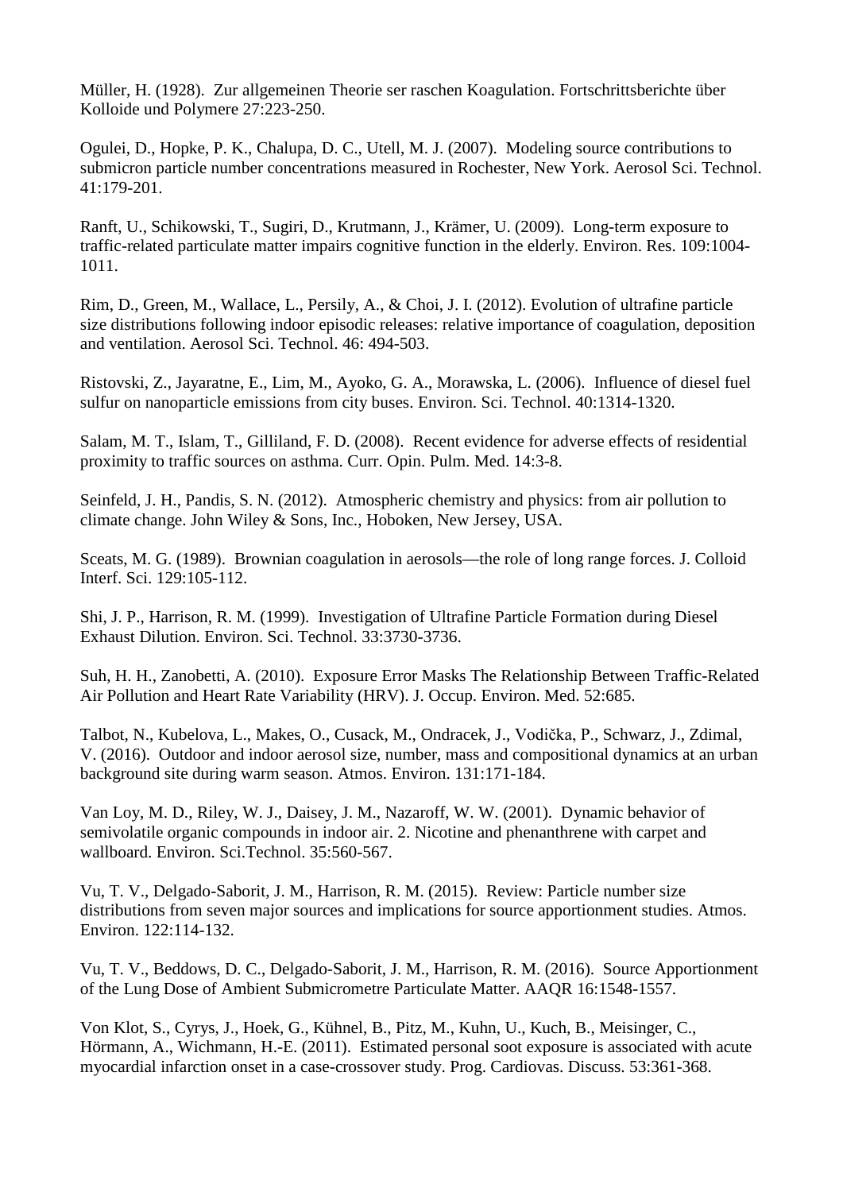Müller, H. (1928). Zur allgemeinen Theorie ser raschen Koagulation. Fortschrittsberichte über Kolloide und Polymere 27:223-250.

Ogulei, D., Hopke, P. K., Chalupa, D. C., Utell, M. J. (2007). Modeling source contributions to submicron particle number concentrations measured in Rochester, New York. Aerosol Sci. Technol. 41:179-201.

Ranft, U., Schikowski, T., Sugiri, D., Krutmann, J., Krämer, U. (2009). Long-term exposure to traffic-related particulate matter impairs cognitive function in the elderly. Environ. Res. 109:1004-1011.

Rim, D., Green, M., Wallace, L., Persily, A., & Choi, J. I. (2012). Evolution of ultrafine particle size distributions following indoor episodic releases: relative importance of coagulation, deposition and ventilation. Aerosol Sci. Technol. 46: 494-503.

Ristovski, Z., Jayaratne, E., Lim, M., Ayoko, G. A., Morawska, L. (2006). Influence of diesel fuel sulfur on nanoparticle emissions from city buses. Environ. Sci. Technol. 40:1314-1320.

Salam, M. T., Islam, T., Gilliland, F. D. (2008). Recent evidence for adverse effects of residential proximity to traffic sources on asthma. Curr. Opin. Pulm. Med. 14:3-8.

Seinfeld, J. H., Pandis, S. N. (2012). Atmospheric chemistry and physics: from air pollution to climate change. John Wiley & Sons, Inc., Hoboken, New Jersey, USA.

Sceats, M. G. (1989). Brownian coagulation in aerosols—the role of long range forces. J. Colloid Interf. Sci. 129:105-112.

Shi, J. P., Harrison, R. M. (1999). Investigation of Ultrafine Particle Formation during Diesel Exhaust Dilution. Environ. Sci. Technol. 33:3730-3736.

Suh, H. H., Zanobetti, A. (2010). Exposure Error Masks The Relationship Between Traffic-Related Air Pollution and Heart Rate Variability (HRV). J. Occup. Environ. Med. 52:685.

Talbot, N., Kubelova, L., Makes, O., Cusack, M., Ondracek, J., Vodička, P., Schwarz, J., Zdimal, V. (2016). Outdoor and indoor aerosol size, number, mass and compositional dynamics at an urban background site during warm season. Atmos. Environ. 131:171-184.

Van Loy, M. D., Riley, W. J., Daisey, J. M., Nazaroff, W. W. (2001). Dynamic behavior of semivolatile organic compounds in indoor air. 2. Nicotine and phenanthrene with carpet and wallboard. Environ. Sci.Technol. 35:560-567.

Vu, T. V., Delgado-Saborit, J. M., Harrison, R. M. (2015). Review: Particle number size distributions from seven major sources and implications for source apportionment studies. Atmos. Environ. 122:114-132.

Vu, T. V., Beddows, D. C., Delgado-Saborit, J. M., Harrison, R. M. (2016). Source Apportionment of the Lung Dose of Ambient Submicrometre Particulate Matter. AAQR 16:1548-1557.

Von Klot, S., Cyrys, J., Hoek, G., Kühnel, B., Pitz, M., Kuhn, U., Kuch, B., Meisinger, C., Hörmann, A., Wichmann, H.-E. (2011). Estimated personal soot exposure is associated with acute myocardial infarction onset in a case-crossover study. Prog. Cardiovas. Discuss. 53:361-368.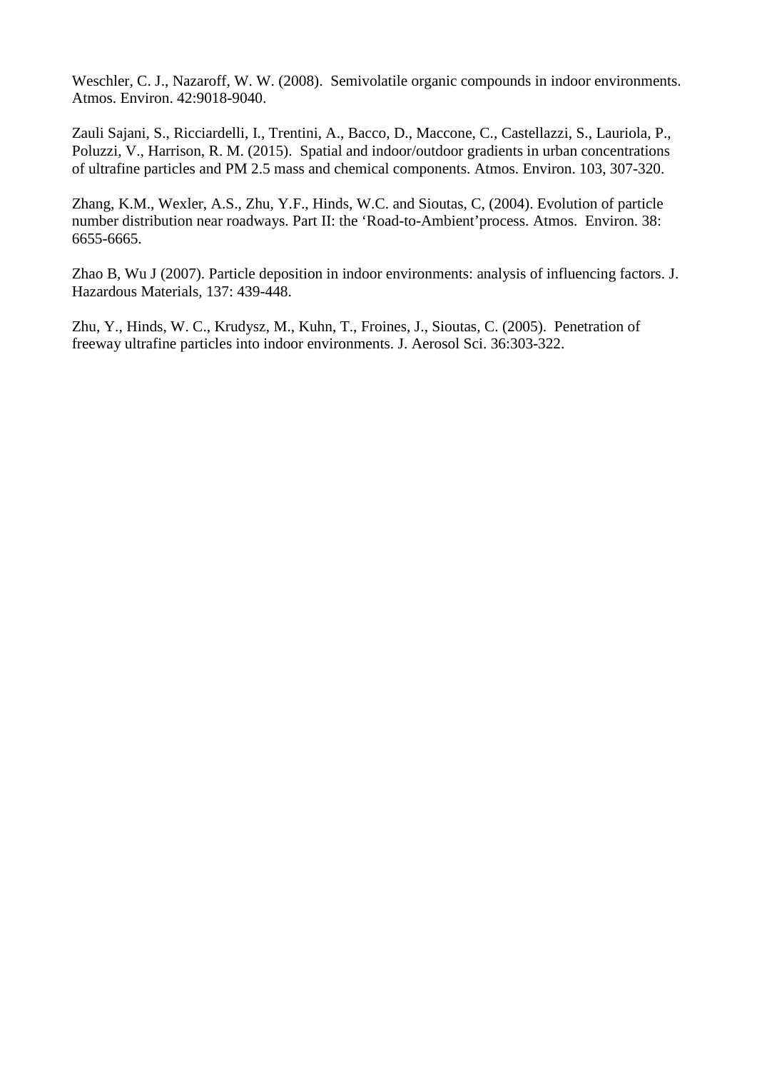Weschler, C. J., Nazaroff, W. W. (2008). Semivolatile organic compounds in indoor environments. Atmos. Environ. 42:9018-9040.

Zauli Sajani, S., Ricciardelli, I., Trentini, A., Bacco, D., Maccone, C., Castellazzi, S., Lauriola, P., Poluzzi, V., Harrison, R. M. (2015). Spatial and indoor/outdoor gradients in urban concentrations of ultrafine particles and PM 2.5 mass and chemical components. Atmos. Environ. 103, 307-320.

Zhang, K.M., Wexler, A.S., Zhu, Y.F., Hinds, W.C. and Sioutas, C, (2004). Evolution of particle number distribution near roadways. Part II: the 'Road-to-Ambient'process. Atmos. Environ. 38: 6655-6665.

Zhao B, Wu J (2007). Particle deposition in indoor environments: analysis of influencing factors. J. Hazardous Materials, 137: 439-448.

Zhu, Y., Hinds, W. C., Krudysz, M., Kuhn, T., Froines, J., Sioutas, C. (2005). Penetration of freeway ultrafine particles into indoor environments. J. Aerosol Sci. 36:303-322.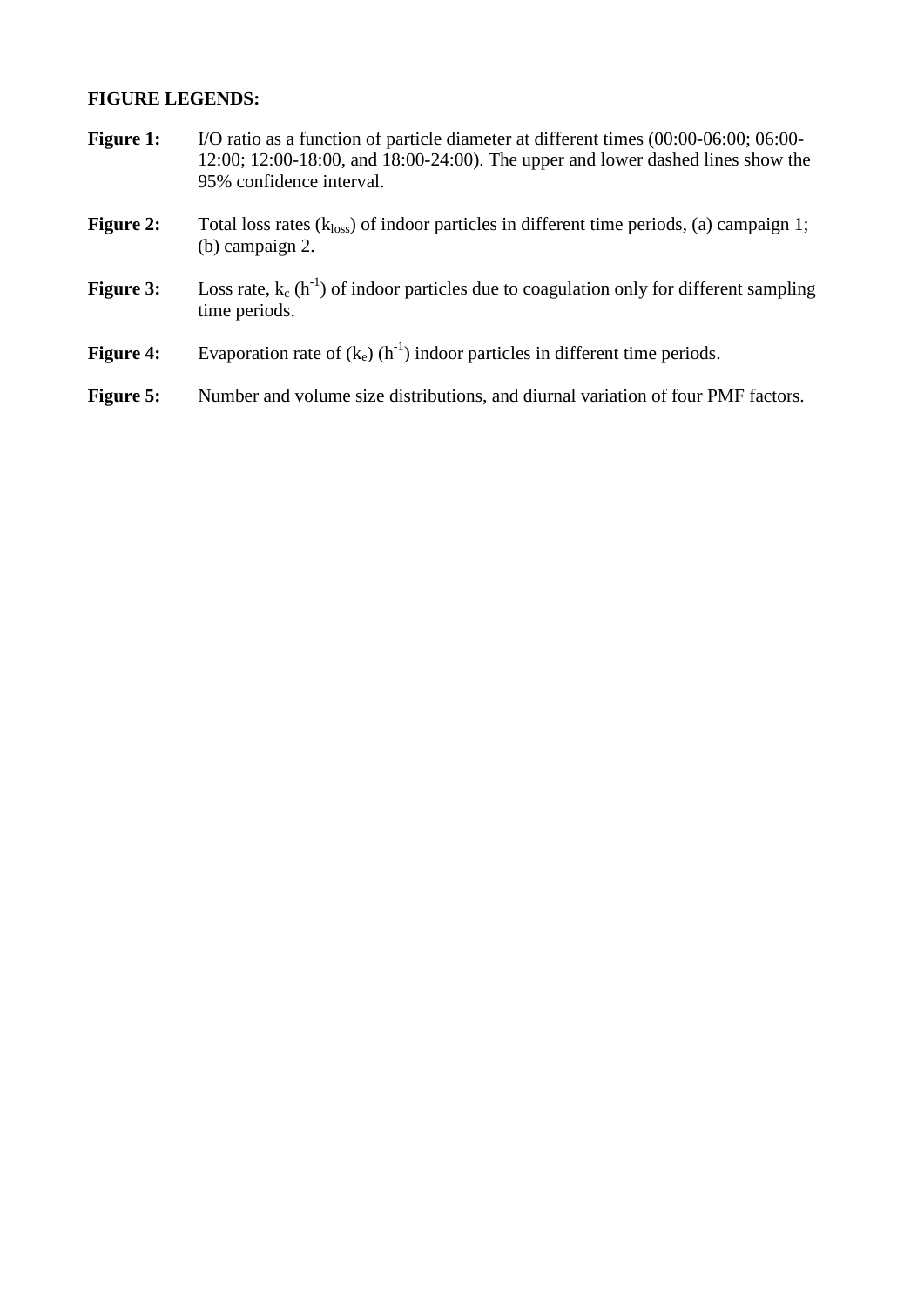**FIGURE LEGENDS:**

**Figure 1:** I/O ratio as a function of particle diameter at different times (00:00-06:00; 06:00-12:00; 12:00-18:00, and 18:00-24:00). The upper and lower dashed lines show the 95% confidence interval.

**Figure 2:** Total loss rates ($k_{loss}$) of indoor particles in different time periods, (a) campaign 1; (b) campaign 2.

**Figure 3:** Loss rate, $k_c$ ($h^{-1}$) of indoor particles due to coagulation only for different sampling time periods.

**Figure 4:** Evaporation rate of ($k_e$) ($h^{-1}$) indoor particles in different time periods.

**Figure 5:** Number and volume size distributions, and diurnal variation of four PMF factors.